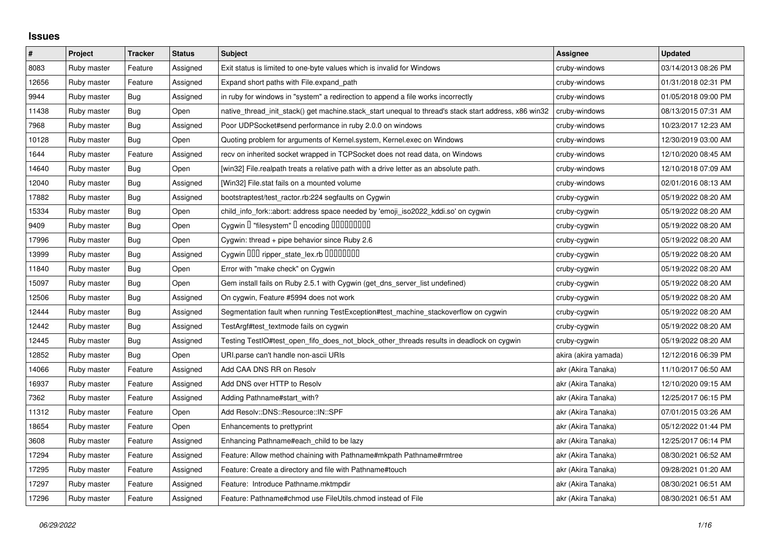## Issues

| # | Project | Tracker | Status | Subject | Assignee | Updated |
|---|---|---|---|---|---|---|
| 8083 | Ruby master | Feature | Assigned | Exit status is limited to one-byte values which is invalid for Windows | cruby-windows | 03/14/2013 08:26 PM |
| 12656 | Ruby master | Feature | Assigned | Expand short paths with File.expand_path | cruby-windows | 01/31/2018 02:31 PM |
| 9944 | Ruby master | Bug | Assigned | in ruby for windows in "system" a redirection to append a file works incorrectly | cruby-windows | 01/05/2018 09:00 PM |
| 11438 | Ruby master | Bug | Open | native_thread_init_stack() get machine.stack_start unequal to thread's stack start address, x86 win32 | cruby-windows | 08/13/2015 07:31 AM |
| 7968 | Ruby master | Bug | Assigned | Poor UDPSocket#send performance in ruby 2.0.0 on windows | cruby-windows | 10/23/2017 12:23 AM |
| 10128 | Ruby master | Bug | Open | Quoting problem for arguments of Kernel.system, Kernel.exec on Windows | cruby-windows | 12/30/2019 03:00 AM |
| 1644 | Ruby master | Feature | Assigned | recv on inherited socket wrapped in TCPSocket does not read data, on Windows | cruby-windows | 12/10/2020 08:45 AM |
| 14640 | Ruby master | Bug | Open | [win32] File.realpath treats a relative path with a drive letter as an absolute path. | cruby-windows | 12/10/2018 07:09 AM |
| 12040 | Ruby master | Bug | Assigned | [Win32] File.stat fails on a mounted volume | cruby-windows | 02/01/2016 08:13 AM |
| 17882 | Ruby master | Bug | Assigned | bootstraptest/test_ractor.rb:224 segfaults on Cygwin | cruby-cygwin | 05/19/2022 08:20 AM |
| 15334 | Ruby master | Bug | Open | child_info_fork::abort: address space needed by 'emoji_iso2022_kddi.so' on cygwin | cruby-cygwin | 05/19/2022 08:20 AM |
| 9409 | Ruby master | Bug | Open | Cygwin □ "filesystem" □ encoding □□□□□□□□□ | cruby-cygwin | 05/19/2022 08:20 AM |
| 17996 | Ruby master | Bug | Open | Cygwin: thread + pipe behavior since Ruby 2.6 | cruby-cygwin | 05/19/2022 08:20 AM |
| 13999 | Ruby master | Bug | Assigned | Cygwin □□□ ripper_state_lex.rb □□□□□□□□ | cruby-cygwin | 05/19/2022 08:20 AM |
| 11840 | Ruby master | Bug | Open | Error with "make check" on Cygwin | cruby-cygwin | 05/19/2022 08:20 AM |
| 15097 | Ruby master | Bug | Open | Gem install fails on Ruby 2.5.1 with Cygwin (get_dns_server_list undefined) | cruby-cygwin | 05/19/2022 08:20 AM |
| 12506 | Ruby master | Bug | Assigned | On cygwin, Feature #5994 does not work | cruby-cygwin | 05/19/2022 08:20 AM |
| 12444 | Ruby master | Bug | Assigned | Segmentation fault when running TestException#test_machine_stackoverflow on cygwin | cruby-cygwin | 05/19/2022 08:20 AM |
| 12442 | Ruby master | Bug | Assigned | TestArgf#test_textmode fails on cygwin | cruby-cygwin | 05/19/2022 08:20 AM |
| 12445 | Ruby master | Bug | Assigned | Testing TestIO#test_open_fifo_does_not_block_other_threads results in deadlock on cygwin | cruby-cygwin | 05/19/2022 08:20 AM |
| 12852 | Ruby master | Bug | Open | URI.parse can't handle non-ascii URIs | akira (akira yamada) | 12/12/2016 06:39 PM |
| 14066 | Ruby master | Feature | Assigned | Add CAA DNS RR on Resolv | akr (Akira Tanaka) | 11/10/2017 06:50 AM |
| 16937 | Ruby master | Feature | Assigned | Add DNS over HTTP to Resolv | akr (Akira Tanaka) | 12/10/2020 09:15 AM |
| 7362 | Ruby master | Feature | Assigned | Adding Pathname#start_with? | akr (Akira Tanaka) | 12/25/2017 06:15 PM |
| 11312 | Ruby master | Feature | Open | Add Resolv::DNS::Resource::IN::SPF | akr (Akira Tanaka) | 07/01/2015 03:26 AM |
| 18654 | Ruby master | Feature | Open | Enhancements to prettyprint | akr (Akira Tanaka) | 05/12/2022 01:44 PM |
| 3608 | Ruby master | Feature | Assigned | Enhancing Pathname#each_child to be lazy | akr (Akira Tanaka) | 12/25/2017 06:14 PM |
| 17294 | Ruby master | Feature | Assigned | Feature: Allow method chaining with Pathname#mkpath Pathname#rmtree | akr (Akira Tanaka) | 08/30/2021 06:52 AM |
| 17295 | Ruby master | Feature | Assigned | Feature: Create a directory and file with Pathname#touch | akr (Akira Tanaka) | 09/28/2021 01:20 AM |
| 17297 | Ruby master | Feature | Assigned | Feature: Introduce Pathname.mktmpdir | akr (Akira Tanaka) | 08/30/2021 06:51 AM |
| 17296 | Ruby master | Feature | Assigned | Feature: Pathname#chmod use FileUtils.chmod instead of File | akr (Akira Tanaka) | 08/30/2021 06:51 AM |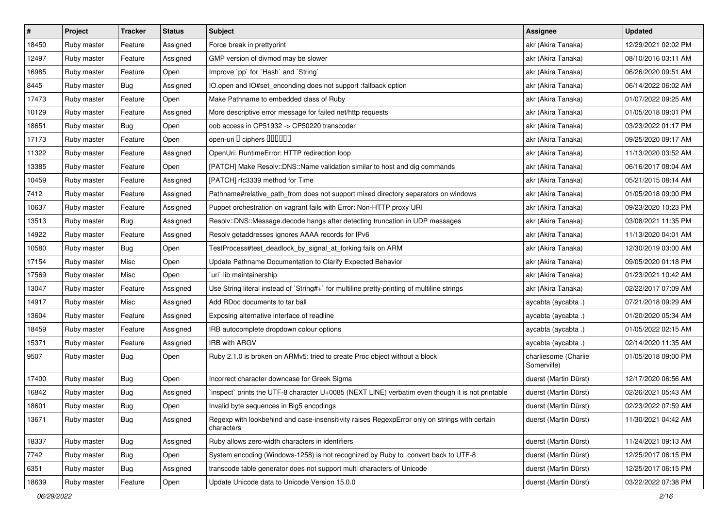| # | Project | Tracker | Status | Subject | Assignee | Updated |
|---|---|---|---|---|---|---|
| 18450 | Ruby master | Feature | Assigned | Force break in prettyprint | akr (Akira Tanaka) | 12/29/2021 02:02 PM |
| 12497 | Ruby master | Feature | Assigned | GMP version of divmod may be slower | akr (Akira Tanaka) | 08/10/2016 03:11 AM |
| 16985 | Ruby master | Feature | Open | Improve `pp` for `Hash` and `String` | akr (Akira Tanaka) | 06/26/2020 09:51 AM |
| 8445 | Ruby master | Bug | Assigned | IO.open and IO#set_enconding does not support :fallback option | akr (Akira Tanaka) | 06/14/2022 06:02 AM |
| 17473 | Ruby master | Feature | Open | Make Pathname to embedded class of Ruby | akr (Akira Tanaka) | 01/07/2022 09:25 AM |
| 10129 | Ruby master | Feature | Assigned | More descriptive error message for failed net/http requests | akr (Akira Tanaka) | 01/05/2018 09:01 PM |
| 18651 | Ruby master | Bug | Open | oob access in CP51932 -> CP50220 transcoder | akr (Akira Tanaka) | 03/23/2022 01:17 PM |
| 17173 | Ruby master | Feature | Open | open-uri � ciphers ������ | akr (Akira Tanaka) | 09/25/2020 09:17 AM |
| 11322 | Ruby master | Feature | Assigned | OpenUri: RuntimeError: HTTP redirection loop | akr (Akira Tanaka) | 11/13/2020 03:52 AM |
| 13385 | Ruby master | Feature | Open | [PATCH] Make Resolv::DNS::Name validation similar to host and dig commands | akr (Akira Tanaka) | 06/16/2017 08:04 AM |
| 10459 | Ruby master | Feature | Assigned | [PATCH] rfc3339 method for Time | akr (Akira Tanaka) | 05/21/2015 08:14 AM |
| 7412 | Ruby master | Feature | Assigned | Pathname#relative_path_from does not support mixed directory separators on windows | akr (Akira Tanaka) | 01/05/2018 09:00 PM |
| 10637 | Ruby master | Feature | Assigned | Puppet orchestration on vagrant fails with Error: Non-HTTP proxy URI | akr (Akira Tanaka) | 09/23/2020 10:23 PM |
| 13513 | Ruby master | Bug | Assigned | Resolv::DNS::Message.decode hangs after detecting truncation in UDP messages | akr (Akira Tanaka) | 03/08/2021 11:35 PM |
| 14922 | Ruby master | Feature | Assigned | Resolv getaddresses ignores AAAA records for IPv6 | akr (Akira Tanaka) | 11/13/2020 04:01 AM |
| 10580 | Ruby master | Bug | Open | TestProcess#test_deadlock_by_signal_at_forking fails on ARM | akr (Akira Tanaka) | 12/30/2019 03:00 AM |
| 17154 | Ruby master | Misc | Open | Update Pathname Documentation to Clarify Expected Behavior | akr (Akira Tanaka) | 09/05/2020 01:18 PM |
| 17569 | Ruby master | Misc | Open | `uri` lib maintainership | akr (Akira Tanaka) | 01/23/2021 10:42 AM |
| 13047 | Ruby master | Feature | Assigned | Use String literal instead of `String#+` for multiline pretty-printing of multiline strings | akr (Akira Tanaka) | 02/22/2017 07:09 AM |
| 14917 | Ruby master | Misc | Assigned | Add RDoc documents to tar ball | aycabta (aycabta .) | 07/21/2018 09:29 AM |
| 13604 | Ruby master | Feature | Assigned | Exposing alternative interface of readline | aycabta (aycabta .) | 01/20/2020 05:34 AM |
| 18459 | Ruby master | Feature | Assigned | IRB autocomplete dropdown colour options | aycabta (aycabta .) | 01/05/2022 02:15 AM |
| 15371 | Ruby master | Feature | Assigned | IRB with ARGV | aycabta (aycabta .) | 02/14/2020 11:35 AM |
| 9507 | Ruby master | Bug | Open | Ruby 2.1.0 is broken on ARMv5: tried to create Proc object without a block | charliesome (Charlie Somerville) | 01/05/2018 09:00 PM |
| 17400 | Ruby master | Bug | Open | Incorrect character downcase for Greek Sigma | duerst (Martin Dürst) | 12/17/2020 06:56 AM |
| 16842 | Ruby master | Bug | Assigned | `inspect` prints the UTF-8 character U+0085 (NEXT LINE) verbatim even though it is not printable | duerst (Martin Dürst) | 02/26/2021 05:43 AM |
| 18601 | Ruby master | Bug | Open | Invalid byte sequences in Big5 encodings | duerst (Martin Dürst) | 02/23/2022 07:59 AM |
| 13671 | Ruby master | Bug | Assigned | Regexp with lookbehind and case-insensitivity raises RegexpError only on strings with certain characters | duerst (Martin Dürst) | 11/30/2021 04:42 AM |
| 18337 | Ruby master | Bug | Assigned | Ruby allows zero-width characters in identifiers | duerst (Martin Dürst) | 11/24/2021 09:13 AM |
| 7742 | Ruby master | Bug | Open | System encoding (Windows-1258) is not recognized by Ruby to convert back to UTF-8 | duerst (Martin Dürst) | 12/25/2017 06:15 PM |
| 6351 | Ruby master | Bug | Assigned | transcode table generator does not support multi characters of Unicode | duerst (Martin Dürst) | 12/25/2017 06:15 PM |
| 18639 | Ruby master | Feature | Open | Update Unicode data to Unicode Version 15.0.0 | duerst (Martin Dürst) | 03/22/2022 07:38 PM |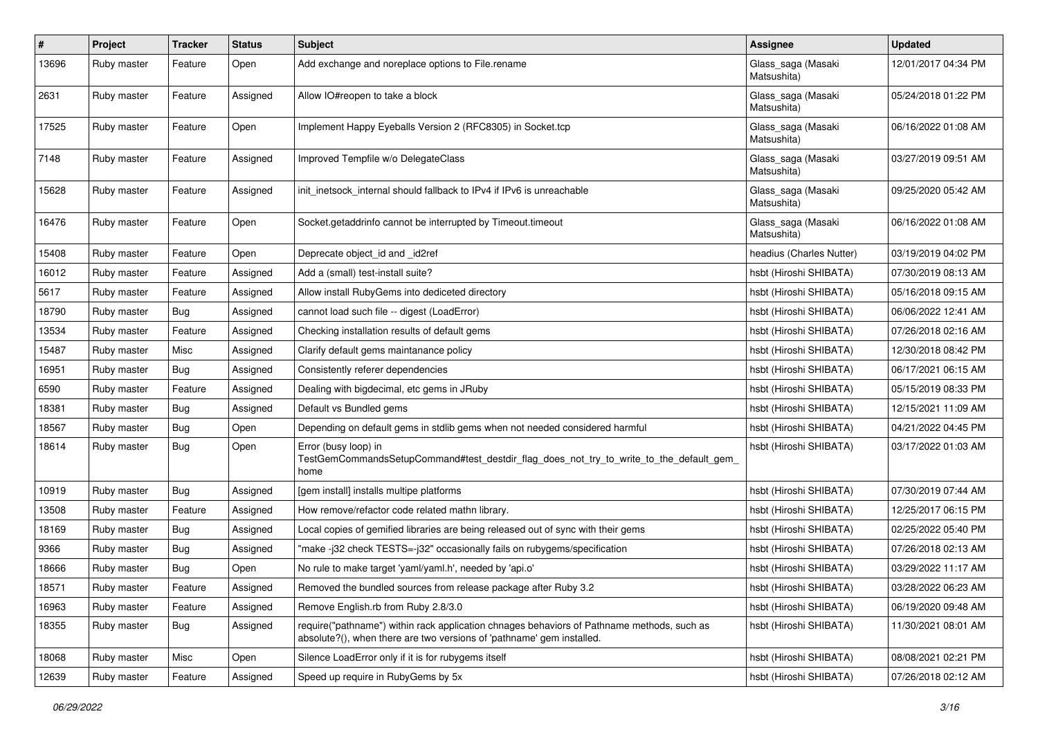| # | Project | Tracker | Status | Subject | Assignee | Updated |
|---|---|---|---|---|---|---|
| 13696 | Ruby master | Feature | Open | Add exchange and noreplace options to File.rename | Glass_saga (Masaki Matsushita) | 12/01/2017 04:34 PM |
| 2631 | Ruby master | Feature | Assigned | Allow IO#reopen to take a block | Glass_saga (Masaki Matsushita) | 05/24/2018 01:22 PM |
| 17525 | Ruby master | Feature | Open | Implement Happy Eyeballs Version 2 (RFC8305) in Socket.tcp | Glass_saga (Masaki Matsushita) | 06/16/2022 01:08 AM |
| 7148 | Ruby master | Feature | Assigned | Improved Tempfile w/o DelegateClass | Glass_saga (Masaki Matsushita) | 03/27/2019 09:51 AM |
| 15628 | Ruby master | Feature | Assigned | init_inetsock_internal should fallback to IPv4 if IPv6 is unreachable | Glass_saga (Masaki Matsushita) | 09/25/2020 05:42 AM |
| 16476 | Ruby master | Feature | Open | Socket.getaddrinfo cannot be interrupted by Timeout.timeout | Glass_saga (Masaki Matsushita) | 06/16/2022 01:08 AM |
| 15408 | Ruby master | Feature | Open | Deprecate object_id and _id2ref | headius (Charles Nutter) | 03/19/2019 04:02 PM |
| 16012 | Ruby master | Feature | Assigned | Add a (small) test-install suite? | hsbt (Hiroshi SHIBATA) | 07/30/2019 08:13 AM |
| 5617 | Ruby master | Feature | Assigned | Allow install RubyGems into dediceted directory | hsbt (Hiroshi SHIBATA) | 05/16/2018 09:15 AM |
| 18790 | Ruby master | Bug | Assigned | cannot load such file -- digest (LoadError) | hsbt (Hiroshi SHIBATA) | 06/06/2022 12:41 AM |
| 13534 | Ruby master | Feature | Assigned | Checking installation results of default gems | hsbt (Hiroshi SHIBATA) | 07/26/2018 02:16 AM |
| 15487 | Ruby master | Misc | Assigned | Clarify default gems maintanance policy | hsbt (Hiroshi SHIBATA) | 12/30/2018 08:42 PM |
| 16951 | Ruby master | Bug | Assigned | Consistently referer dependencies | hsbt (Hiroshi SHIBATA) | 06/17/2021 06:15 AM |
| 6590 | Ruby master | Feature | Assigned | Dealing with bigdecimal, etc gems in JRuby | hsbt (Hiroshi SHIBATA) | 05/15/2019 08:33 PM |
| 18381 | Ruby master | Bug | Assigned | Default vs Bundled gems | hsbt (Hiroshi SHIBATA) | 12/15/2021 11:09 AM |
| 18567 | Ruby master | Bug | Open | Depending on default gems in stdlib gems when not needed considered harmful | hsbt (Hiroshi SHIBATA) | 04/21/2022 04:45 PM |
| 18614 | Ruby master | Bug | Open | Error (busy loop) in TestGemCommandsSetupCommand#test_destdir_flag_does_not_try_to_write_to_the_default_gem_home | hsbt (Hiroshi SHIBATA) | 03/17/2022 01:03 AM |
| 10919 | Ruby master | Bug | Assigned | [gem install] installs multipe platforms | hsbt (Hiroshi SHIBATA) | 07/30/2019 07:44 AM |
| 13508 | Ruby master | Feature | Assigned | How remove/refactor code related mathn library. | hsbt (Hiroshi SHIBATA) | 12/25/2017 06:15 PM |
| 18169 | Ruby master | Bug | Assigned | Local copies of gemified libraries are being released out of sync with their gems | hsbt (Hiroshi SHIBATA) | 02/25/2022 05:40 PM |
| 9366 | Ruby master | Bug | Assigned | "make -j32 check TESTS=-j32" occasionally fails on rubygems/specification | hsbt (Hiroshi SHIBATA) | 07/26/2018 02:13 AM |
| 18666 | Ruby master | Bug | Open | No rule to make target 'yaml/yaml.h', needed by 'api.o' | hsbt (Hiroshi SHIBATA) | 03/29/2022 11:17 AM |
| 18571 | Ruby master | Feature | Assigned | Removed the bundled sources from release package after Ruby 3.2 | hsbt (Hiroshi SHIBATA) | 03/28/2022 06:23 AM |
| 16963 | Ruby master | Feature | Assigned | Remove English.rb from Ruby 2.8/3.0 | hsbt (Hiroshi SHIBATA) | 06/19/2020 09:48 AM |
| 18355 | Ruby master | Bug | Assigned | require("pathname") within rack application chnages behaviors of Pathname methods, such as absolute?(), when there are two versions of 'pathname' gem installed. | hsbt (Hiroshi SHIBATA) | 11/30/2021 08:01 AM |
| 18068 | Ruby master | Misc | Open | Silence LoadError only if it is for rubygems itself | hsbt (Hiroshi SHIBATA) | 08/08/2021 02:21 PM |
| 12639 | Ruby master | Feature | Assigned | Speed up require in RubyGems by 5x | hsbt (Hiroshi SHIBATA) | 07/26/2018 02:12 AM |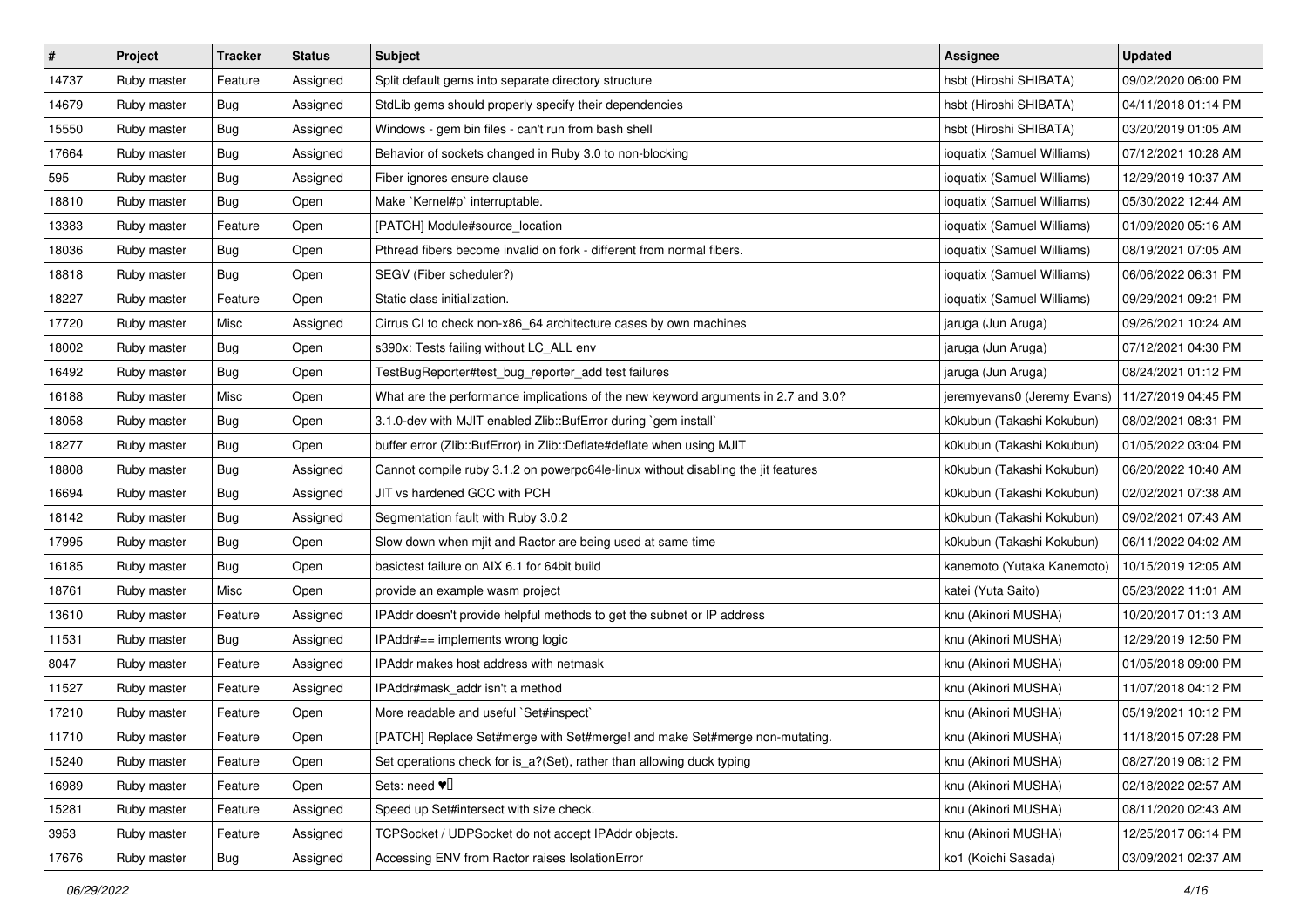| # | Project | Tracker | Status | Subject | Assignee | Updated |
|---|---|---|---|---|---|---|
| 14737 | Ruby master | Feature | Assigned | Split default gems into separate directory structure | hsbt (Hiroshi SHIBATA) | 09/02/2020 06:00 PM |
| 14679 | Ruby master | Bug | Assigned | StdLib gems should properly specify their dependencies | hsbt (Hiroshi SHIBATA) | 04/11/2018 01:14 PM |
| 15550 | Ruby master | Bug | Assigned | Windows - gem bin files - can't run from bash shell | hsbt (Hiroshi SHIBATA) | 03/20/2019 01:05 AM |
| 17664 | Ruby master | Bug | Assigned | Behavior of sockets changed in Ruby 3.0 to non-blocking | ioquatix (Samuel Williams) | 07/12/2021 10:28 AM |
| 595 | Ruby master | Bug | Assigned | Fiber ignores ensure clause | ioquatix (Samuel Williams) | 12/29/2019 10:37 AM |
| 18810 | Ruby master | Bug | Open | Make `Kernel#p` interruptable. | ioquatix (Samuel Williams) | 05/30/2022 12:44 AM |
| 13383 | Ruby master | Feature | Open | [PATCH] Module#source_location | ioquatix (Samuel Williams) | 01/09/2020 05:16 AM |
| 18036 | Ruby master | Bug | Open | Pthread fibers become invalid on fork - different from normal fibers. | ioquatix (Samuel Williams) | 08/19/2021 07:05 AM |
| 18818 | Ruby master | Bug | Open | SEGV (Fiber scheduler?) | ioquatix (Samuel Williams) | 06/06/2022 06:31 PM |
| 18227 | Ruby master | Feature | Open | Static class initialization. | ioquatix (Samuel Williams) | 09/29/2021 09:21 PM |
| 17720 | Ruby master | Misc | Assigned | Cirrus CI to check non-x86_64 architecture cases by own machines | jaruga (Jun Aruga) | 09/26/2021 10:24 AM |
| 18002 | Ruby master | Bug | Open | s390x: Tests failing without LC_ALL env | jaruga (Jun Aruga) | 07/12/2021 04:30 PM |
| 16492 | Ruby master | Bug | Open | TestBugReporter#test_bug_reporter_add test failures | jaruga (Jun Aruga) | 08/24/2021 01:12 PM |
| 16188 | Ruby master | Misc | Open | What are the performance implications of the new keyword arguments in 2.7 and 3.0? | jeremyevans0 (Jeremy Evans) | 11/27/2019 04:45 PM |
| 18058 | Ruby master | Bug | Open | 3.1.0-dev with MJIT enabled Zlib::BufError during `gem install` | k0kubun (Takashi Kokubun) | 08/02/2021 08:31 PM |
| 18277 | Ruby master | Bug | Open | buffer error (Zlib::BufError) in Zlib::Deflate#deflate when using MJIT | k0kubun (Takashi Kokubun) | 01/05/2022 03:04 PM |
| 18808 | Ruby master | Bug | Assigned | Cannot compile ruby 3.1.2 on powerpc64le-linux without disabling the jit features | k0kubun (Takashi Kokubun) | 06/20/2022 10:40 AM |
| 16694 | Ruby master | Bug | Assigned | JIT vs hardened GCC with PCH | k0kubun (Takashi Kokubun) | 02/02/2021 07:38 AM |
| 18142 | Ruby master | Bug | Assigned | Segmentation fault with Ruby 3.0.2 | k0kubun (Takashi Kokubun) | 09/02/2021 07:43 AM |
| 17995 | Ruby master | Bug | Open | Slow down when mjit and Ractor are being used at same time | k0kubun (Takashi Kokubun) | 06/11/2022 04:02 AM |
| 16185 | Ruby master | Bug | Open | basictest failure on AIX 6.1 for 64bit build | kanemoto (Yutaka Kanemoto) | 10/15/2019 12:05 AM |
| 18761 | Ruby master | Misc | Open | provide an example wasm project | katei (Yuta Saito) | 05/23/2022 11:01 AM |
| 13610 | Ruby master | Feature | Assigned | IPAddr doesn't provide helpful methods to get the subnet or IP address | knu (Akinori MUSHA) | 10/20/2017 01:13 AM |
| 11531 | Ruby master | Bug | Assigned | IPAddr#== implements wrong logic | knu (Akinori MUSHA) | 12/29/2019 12:50 PM |
| 8047 | Ruby master | Feature | Assigned | IPAddr makes host address with netmask | knu (Akinori MUSHA) | 01/05/2018 09:00 PM |
| 11527 | Ruby master | Feature | Assigned | IPAddr#mask_addr isn't a method | knu (Akinori MUSHA) | 11/07/2018 04:12 PM |
| 17210 | Ruby master | Feature | Open | More readable and useful `Set#inspect` | knu (Akinori MUSHA) | 05/19/2021 10:12 PM |
| 11710 | Ruby master | Feature | Open | [PATCH] Replace Set#merge with Set#merge! and make Set#merge non-mutating. | knu (Akinori MUSHA) | 11/18/2015 07:28 PM |
| 15240 | Ruby master | Feature | Open | Set operations check for is_a?(Set), rather than allowing duck typing | knu (Akinori MUSHA) | 08/27/2019 08:12 PM |
| 16989 | Ruby master | Feature | Open | Sets: need ♥️ | knu (Akinori MUSHA) | 02/18/2022 02:57 AM |
| 15281 | Ruby master | Feature | Assigned | Speed up Set#intersect with size check. | knu (Akinori MUSHA) | 08/11/2020 02:43 AM |
| 3953 | Ruby master | Feature | Assigned | TCPSocket / UDPSocket do not accept IPAddr objects. | knu (Akinori MUSHA) | 12/25/2017 06:14 PM |
| 17676 | Ruby master | Bug | Assigned | Accessing ENV from Ractor raises IsolationError | ko1 (Koichi Sasada) | 03/09/2021 02:37 AM |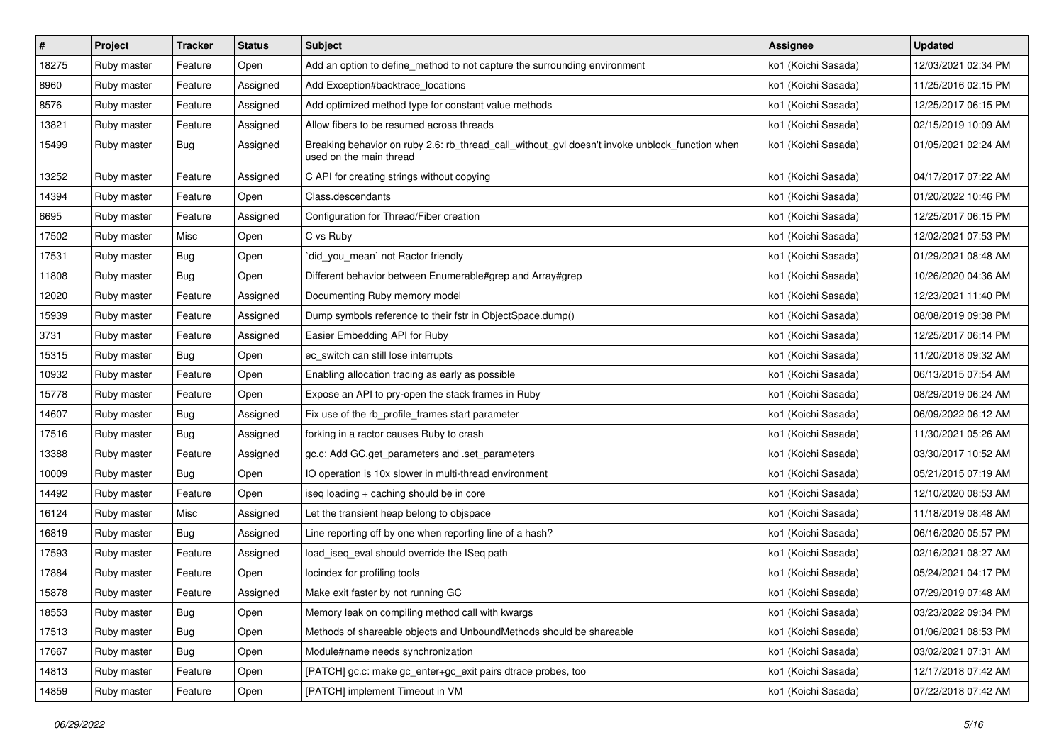| # | Project | Tracker | Status | Subject | Assignee | Updated |
|---|---|---|---|---|---|---|
| 18275 | Ruby master | Feature | Open | Add an option to define_method to not capture the surrounding environment | ko1 (Koichi Sasada) | 12/03/2021 02:34 PM |
| 8960 | Ruby master | Feature | Assigned | Add Exception#backtrace_locations | ko1 (Koichi Sasada) | 11/25/2016 02:15 PM |
| 8576 | Ruby master | Feature | Assigned | Add optimized method type for constant value methods | ko1 (Koichi Sasada) | 12/25/2017 06:15 PM |
| 13821 | Ruby master | Feature | Assigned | Allow fibers to be resumed across threads | ko1 (Koichi Sasada) | 02/15/2019 10:09 AM |
| 15499 | Ruby master | Bug | Assigned | Breaking behavior on ruby 2.6: rb_thread_call_without_gvl doesn't invoke unblock_function when used on the main thread | ko1 (Koichi Sasada) | 01/05/2021 02:24 AM |
| 13252 | Ruby master | Feature | Assigned | C API for creating strings without copying | ko1 (Koichi Sasada) | 04/17/2017 07:22 AM |
| 14394 | Ruby master | Feature | Open | Class.descendants | ko1 (Koichi Sasada) | 01/20/2022 10:46 PM |
| 6695 | Ruby master | Feature | Assigned | Configuration for Thread/Fiber creation | ko1 (Koichi Sasada) | 12/25/2017 06:15 PM |
| 17502 | Ruby master | Misc | Open | C vs Ruby | ko1 (Koichi Sasada) | 12/02/2021 07:53 PM |
| 17531 | Ruby master | Bug | Open | `did_you_mean` not Ractor friendly | ko1 (Koichi Sasada) | 01/29/2021 08:48 AM |
| 11808 | Ruby master | Bug | Open | Different behavior between Enumerable#grep and Array#grep | ko1 (Koichi Sasada) | 10/26/2020 04:36 AM |
| 12020 | Ruby master | Feature | Assigned | Documenting Ruby memory model | ko1 (Koichi Sasada) | 12/23/2021 11:40 PM |
| 15939 | Ruby master | Feature | Assigned | Dump symbols reference to their fstr in ObjectSpace.dump() | ko1 (Koichi Sasada) | 08/08/2019 09:38 PM |
| 3731 | Ruby master | Feature | Assigned | Easier Embedding API for Ruby | ko1 (Koichi Sasada) | 12/25/2017 06:14 PM |
| 15315 | Ruby master | Bug | Open | ec_switch can still lose interrupts | ko1 (Koichi Sasada) | 11/20/2018 09:32 AM |
| 10932 | Ruby master | Feature | Open | Enabling allocation tracing as early as possible | ko1 (Koichi Sasada) | 06/13/2015 07:54 AM |
| 15778 | Ruby master | Feature | Open | Expose an API to pry-open the stack frames in Ruby | ko1 (Koichi Sasada) | 08/29/2019 06:24 AM |
| 14607 | Ruby master | Bug | Assigned | Fix use of the rb_profile_frames start parameter | ko1 (Koichi Sasada) | 06/09/2022 06:12 AM |
| 17516 | Ruby master | Bug | Assigned | forking in a ractor causes Ruby to crash | ko1 (Koichi Sasada) | 11/30/2021 05:26 AM |
| 13388 | Ruby master | Feature | Assigned | gc.c: Add GC.get_parameters and .set_parameters | ko1 (Koichi Sasada) | 03/30/2017 10:52 AM |
| 10009 | Ruby master | Bug | Open | IO operation is 10x slower in multi-thread environment | ko1 (Koichi Sasada) | 05/21/2015 07:19 AM |
| 14492 | Ruby master | Feature | Open | iseq loading + caching should be in core | ko1 (Koichi Sasada) | 12/10/2020 08:53 AM |
| 16124 | Ruby master | Misc | Assigned | Let the transient heap belong to objspace | ko1 (Koichi Sasada) | 11/18/2019 08:48 AM |
| 16819 | Ruby master | Bug | Assigned | Line reporting off by one when reporting line of a hash? | ko1 (Koichi Sasada) | 06/16/2020 05:57 PM |
| 17593 | Ruby master | Feature | Assigned | load_iseq_eval should override the ISeq path | ko1 (Koichi Sasada) | 02/16/2021 08:27 AM |
| 17884 | Ruby master | Feature | Open | locindex for profiling tools | ko1 (Koichi Sasada) | 05/24/2021 04:17 PM |
| 15878 | Ruby master | Feature | Assigned | Make exit faster by not running GC | ko1 (Koichi Sasada) | 07/29/2019 07:48 AM |
| 18553 | Ruby master | Bug | Open | Memory leak on compiling method call with kwargs | ko1 (Koichi Sasada) | 03/23/2022 09:34 PM |
| 17513 | Ruby master | Bug | Open | Methods of shareable objects and UnboundMethods should be shareable | ko1 (Koichi Sasada) | 01/06/2021 08:53 PM |
| 17667 | Ruby master | Bug | Open | Module#name needs synchronization | ko1 (Koichi Sasada) | 03/02/2021 07:31 AM |
| 14813 | Ruby master | Feature | Open | [PATCH] gc.c: make gc_enter+gc_exit pairs dtrace probes, too | ko1 (Koichi Sasada) | 12/17/2018 07:42 AM |
| 14859 | Ruby master | Feature | Open | [PATCH] implement Timeout in VM | ko1 (Koichi Sasada) | 07/22/2018 07:42 AM |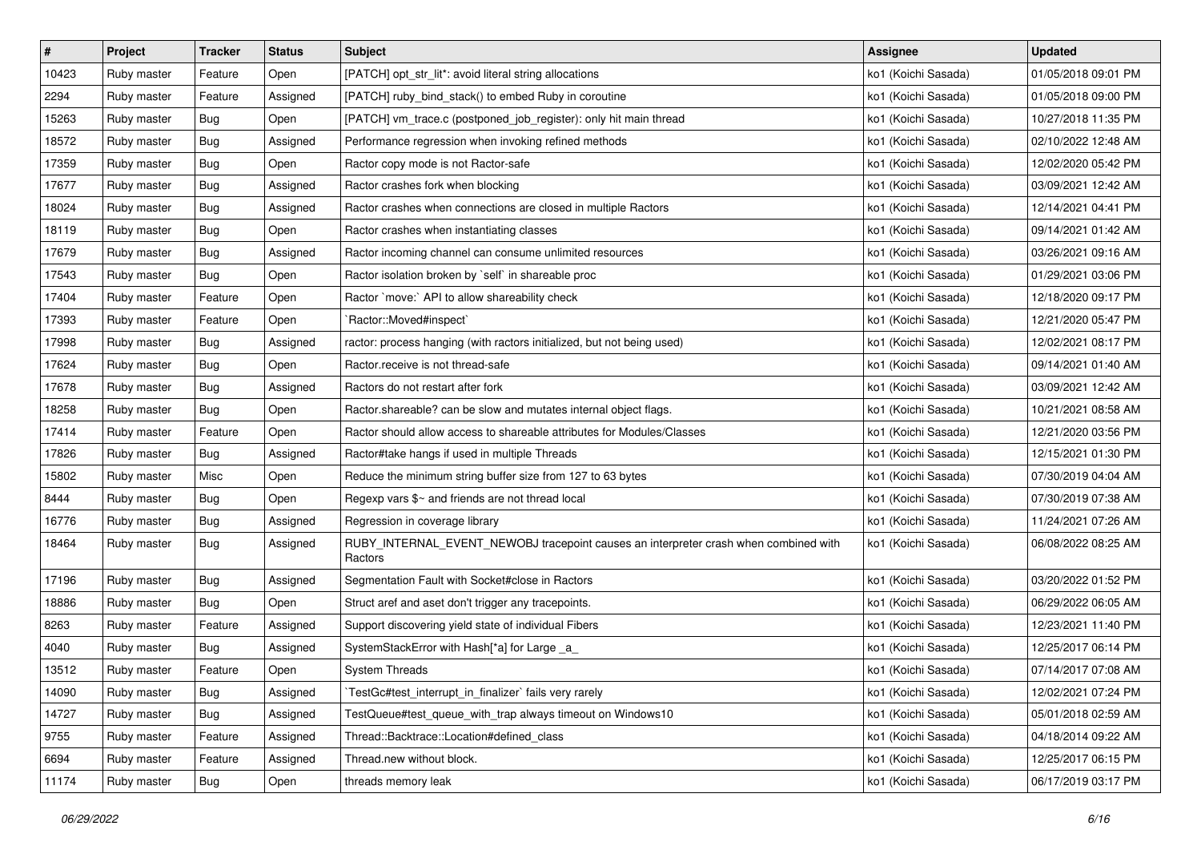| # | Project | Tracker | Status | Subject | Assignee | Updated |
| --- | --- | --- | --- | --- | --- | --- |
| 10423 | Ruby master | Feature | Open | [PATCH] opt_str_lit*: avoid literal string allocations | ko1 (Koichi Sasada) | 01/05/2018 09:01 PM |
| 2294 | Ruby master | Feature | Assigned | [PATCH] ruby_bind_stack() to embed Ruby in coroutine | ko1 (Koichi Sasada) | 01/05/2018 09:00 PM |
| 15263 | Ruby master | Bug | Open | [PATCH] vm_trace.c (postponed_job_register): only hit main thread | ko1 (Koichi Sasada) | 10/27/2018 11:35 PM |
| 18572 | Ruby master | Bug | Assigned | Performance regression when invoking refined methods | ko1 (Koichi Sasada) | 02/10/2022 12:48 AM |
| 17359 | Ruby master | Bug | Open | Ractor copy mode is not Ractor-safe | ko1 (Koichi Sasada) | 12/02/2020 05:42 PM |
| 17677 | Ruby master | Bug | Assigned | Ractor crashes fork when blocking | ko1 (Koichi Sasada) | 03/09/2021 12:42 AM |
| 18024 | Ruby master | Bug | Assigned | Ractor crashes when connections are closed in multiple Ractors | ko1 (Koichi Sasada) | 12/14/2021 04:41 PM |
| 18119 | Ruby master | Bug | Open | Ractor crashes when instantiating classes | ko1 (Koichi Sasada) | 09/14/2021 01:42 AM |
| 17679 | Ruby master | Bug | Assigned | Ractor incoming channel can consume unlimited resources | ko1 (Koichi Sasada) | 03/26/2021 09:16 AM |
| 17543 | Ruby master | Bug | Open | Ractor isolation broken by `self` in shareable proc | ko1 (Koichi Sasada) | 01/29/2021 03:06 PM |
| 17404 | Ruby master | Feature | Open | Ractor `move:` API to allow shareability check | ko1 (Koichi Sasada) | 12/18/2020 09:17 PM |
| 17393 | Ruby master | Feature | Open | `Ractor::Moved#inspect` | ko1 (Koichi Sasada) | 12/21/2020 05:47 PM |
| 17998 | Ruby master | Bug | Assigned | ractor: process hanging (with ractors initialized, but not being used) | ko1 (Koichi Sasada) | 12/02/2021 08:17 PM |
| 17624 | Ruby master | Bug | Open | Ractor.receive is not thread-safe | ko1 (Koichi Sasada) | 09/14/2021 01:40 AM |
| 17678 | Ruby master | Bug | Assigned | Ractors do not restart after fork | ko1 (Koichi Sasada) | 03/09/2021 12:42 AM |
| 18258 | Ruby master | Bug | Open | Ractor.shareable? can be slow and mutates internal object flags. | ko1 (Koichi Sasada) | 10/21/2021 08:58 AM |
| 17414 | Ruby master | Feature | Open | Ractor should allow access to shareable attributes for Modules/Classes | ko1 (Koichi Sasada) | 12/21/2020 03:56 PM |
| 17826 | Ruby master | Bug | Assigned | Ractor#take hangs if used in multiple Threads | ko1 (Koichi Sasada) | 12/15/2021 01:30 PM |
| 15802 | Ruby master | Misc | Open | Reduce the minimum string buffer size from 127 to 63 bytes | ko1 (Koichi Sasada) | 07/30/2019 04:04 AM |
| 8444 | Ruby master | Bug | Open | Regexp vars $~ and friends are not thread local | ko1 (Koichi Sasada) | 07/30/2019 07:38 AM |
| 16776 | Ruby master | Bug | Assigned | Regression in coverage library | ko1 (Koichi Sasada) | 11/24/2021 07:26 AM |
| 18464 | Ruby master | Bug | Assigned | RUBY_INTERNAL_EVENT_NEWOBJ tracepoint causes an interpreter crash when combined with Ractors | ko1 (Koichi Sasada) | 06/08/2022 08:25 AM |
| 17196 | Ruby master | Bug | Assigned | Segmentation Fault with Socket#close in Ractors | ko1 (Koichi Sasada) | 03/20/2022 01:52 PM |
| 18886 | Ruby master | Bug | Open | Struct aref and aset don't trigger any tracepoints. | ko1 (Koichi Sasada) | 06/29/2022 06:05 AM |
| 8263 | Ruby master | Feature | Assigned | Support discovering yield state of individual Fibers | ko1 (Koichi Sasada) | 12/23/2021 11:40 PM |
| 4040 | Ruby master | Bug | Assigned | SystemStackError with Hash[*a] for Large _a_ | ko1 (Koichi Sasada) | 12/25/2017 06:14 PM |
| 13512 | Ruby master | Feature | Open | System Threads | ko1 (Koichi Sasada) | 07/14/2017 07:08 AM |
| 14090 | Ruby master | Bug | Assigned | `TestGc#test_interrupt_in_finalizer` fails very rarely | ko1 (Koichi Sasada) | 12/02/2021 07:24 PM |
| 14727 | Ruby master | Bug | Assigned | TestQueue#test_queue_with_trap always timeout on Windows10 | ko1 (Koichi Sasada) | 05/01/2018 02:59 AM |
| 9755 | Ruby master | Feature | Assigned | Thread::Backtrace::Location#defined_class | ko1 (Koichi Sasada) | 04/18/2014 09:22 AM |
| 6694 | Ruby master | Feature | Assigned | Thread.new without block. | ko1 (Koichi Sasada) | 12/25/2017 06:15 PM |
| 11174 | Ruby master | Bug | Open | threads memory leak | ko1 (Koichi Sasada) | 06/17/2019 03:17 PM |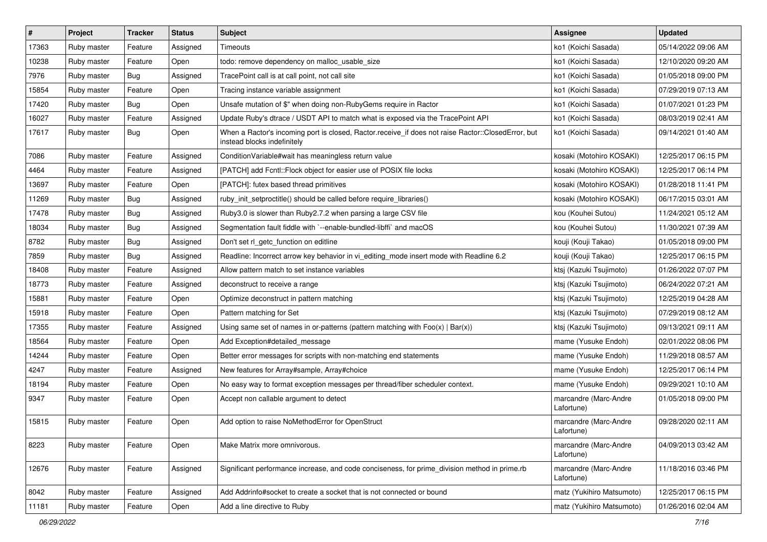| # | Project | Tracker | Status | Subject | Assignee | Updated |
|---|---|---|---|---|---|---|
| 17363 | Ruby master | Feature | Assigned | Timeouts | ko1 (Koichi Sasada) | 05/14/2022 09:06 AM |
| 10238 | Ruby master | Feature | Open | todo: remove dependency on malloc_usable_size | ko1 (Koichi Sasada) | 12/10/2020 09:20 AM |
| 7976 | Ruby master | Bug | Assigned | TracePoint call is at call point, not call site | ko1 (Koichi Sasada) | 01/05/2018 09:00 PM |
| 15854 | Ruby master | Feature | Open | Tracing instance variable assignment | ko1 (Koichi Sasada) | 07/29/2019 07:13 AM |
| 17420 | Ruby master | Bug | Open | Unsafe mutation of $" when doing non-RubyGems require in Ractor | ko1 (Koichi Sasada) | 01/07/2021 01:23 PM |
| 16027 | Ruby master | Feature | Assigned | Update Ruby's dtrace / USDT API to match what is exposed via the TracePoint API | ko1 (Koichi Sasada) | 08/03/2019 02:41 AM |
| 17617 | Ruby master | Bug | Open | When a Ractor's incoming port is closed, Ractor.receive_if does not raise Ractor::ClosedError, but instead blocks indefinitely | ko1 (Koichi Sasada) | 09/14/2021 01:40 AM |
| 7086 | Ruby master | Feature | Assigned | ConditionVariable#wait has meaningless return value | kosaki (Motohiro KOSAKI) | 12/25/2017 06:15 PM |
| 4464 | Ruby master | Feature | Assigned | [PATCH] add Fcntl::Flock object for easier use of POSIX file locks | kosaki (Motohiro KOSAKI) | 12/25/2017 06:14 PM |
| 13697 | Ruby master | Feature | Open | [PATCH]: futex based thread primitives | kosaki (Motohiro KOSAKI) | 01/28/2018 11:41 PM |
| 11269 | Ruby master | Bug | Assigned | ruby_init_setproctitle() should be called before require_libraries() | kosaki (Motohiro KOSAKI) | 06/17/2015 03:01 AM |
| 17478 | Ruby master | Bug | Assigned | Ruby3.0 is slower than Ruby2.7.2 when parsing a large CSV file | kou (Kouhei Sutou) | 11/24/2021 05:12 AM |
| 18034 | Ruby master | Bug | Assigned | Segmentation fault fiddle with `--enable-bundled-libffi` and macOS | kou (Kouhei Sutou) | 11/30/2021 07:39 AM |
| 8782 | Ruby master | Bug | Assigned | Don't set rl_getc_function on editline | kouji (Kouji Takao) | 01/05/2018 09:00 PM |
| 7859 | Ruby master | Bug | Assigned | Readline: Incorrect arrow key behavior in vi_editing_mode insert mode with Readline 6.2 | kouji (Kouji Takao) | 12/25/2017 06:15 PM |
| 18408 | Ruby master | Feature | Assigned | Allow pattern match to set instance variables | ktsj (Kazuki Tsujimoto) | 01/26/2022 07:07 PM |
| 18773 | Ruby master | Feature | Assigned | deconstruct to receive a range | ktsj (Kazuki Tsujimoto) | 06/24/2022 07:21 AM |
| 15881 | Ruby master | Feature | Open | Optimize deconstruct in pattern matching | ktsj (Kazuki Tsujimoto) | 12/25/2019 04:28 AM |
| 15918 | Ruby master | Feature | Open | Pattern matching for Set | ktsj (Kazuki Tsujimoto) | 07/29/2019 08:12 AM |
| 17355 | Ruby master | Feature | Assigned | Using same set of names in or-patterns (pattern matching with Foo(x) \| Bar(x)) | ktsj (Kazuki Tsujimoto) | 09/13/2021 09:11 AM |
| 18564 | Ruby master | Feature | Open | Add Exception#detailed_message | mame (Yusuke Endoh) | 02/01/2022 08:06 PM |
| 14244 | Ruby master | Feature | Open | Better error messages for scripts with non-matching end statements | mame (Yusuke Endoh) | 11/29/2018 08:57 AM |
| 4247 | Ruby master | Feature | Assigned | New features for Array#sample, Array#choice | mame (Yusuke Endoh) | 12/25/2017 06:14 PM |
| 18194 | Ruby master | Feature | Open | No easy way to format exception messages per thread/fiber scheduler context. | mame (Yusuke Endoh) | 09/29/2021 10:10 AM |
| 9347 | Ruby master | Feature | Open | Accept non callable argument to detect | marcandre (Marc-Andre Lafortune) | 01/05/2018 09:00 PM |
| 15815 | Ruby master | Feature | Open | Add option to raise NoMethodError for OpenStruct | marcandre (Marc-Andre Lafortune) | 09/28/2020 02:11 AM |
| 8223 | Ruby master | Feature | Open | Make Matrix more omnivorous. | marcandre (Marc-Andre Lafortune) | 04/09/2013 03:42 AM |
| 12676 | Ruby master | Feature | Assigned | Significant performance increase, and code conciseness, for prime_division method in prime.rb | marcandre (Marc-Andre Lafortune) | 11/18/2016 03:46 PM |
| 8042 | Ruby master | Feature | Assigned | Add Addrinfo#socket to create a socket that is not connected or bound | matz (Yukihiro Matsumoto) | 12/25/2017 06:15 PM |
| 11181 | Ruby master | Feature | Open | Add a line directive to Ruby | matz (Yukihiro Matsumoto) | 01/26/2016 02:04 AM |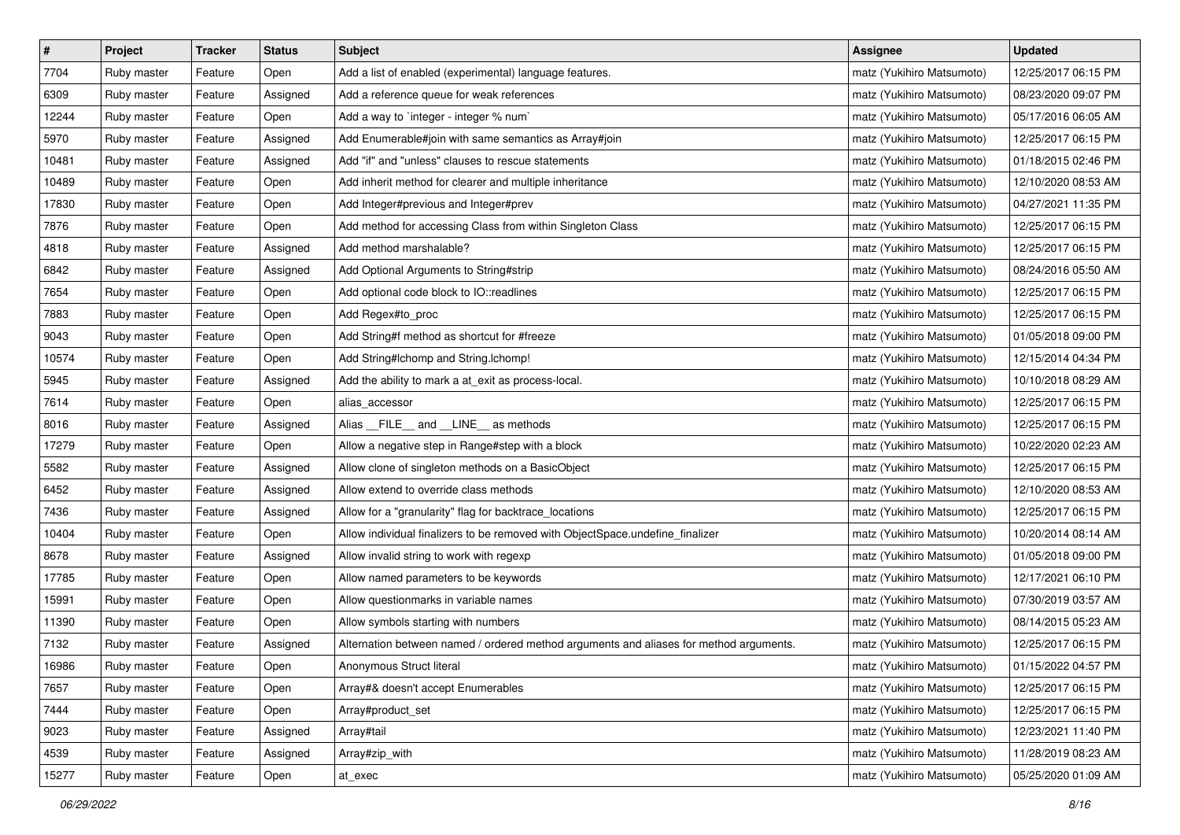| # | Project | Tracker | Status | Subject | Assignee | Updated |
| --- | --- | --- | --- | --- | --- | --- |
| 7704 | Ruby master | Feature | Open | Add a list of enabled (experimental) language features. | matz (Yukihiro Matsumoto) | 12/25/2017 06:15 PM |
| 6309 | Ruby master | Feature | Assigned | Add a reference queue for weak references | matz (Yukihiro Matsumoto) | 08/23/2020 09:07 PM |
| 12244 | Ruby master | Feature | Open | Add a way to `integer - integer % num` | matz (Yukihiro Matsumoto) | 05/17/2016 06:05 AM |
| 5970 | Ruby master | Feature | Assigned | Add Enumerable#join with same semantics as Array#join | matz (Yukihiro Matsumoto) | 12/25/2017 06:15 PM |
| 10481 | Ruby master | Feature | Assigned | Add "if" and "unless" clauses to rescue statements | matz (Yukihiro Matsumoto) | 01/18/2015 02:46 PM |
| 10489 | Ruby master | Feature | Open | Add inherit method for clearer and multiple inheritance | matz (Yukihiro Matsumoto) | 12/10/2020 08:53 AM |
| 17830 | Ruby master | Feature | Open | Add Integer#previous and Integer#prev | matz (Yukihiro Matsumoto) | 04/27/2021 11:35 PM |
| 7876 | Ruby master | Feature | Open | Add method for accessing Class from within Singleton Class | matz (Yukihiro Matsumoto) | 12/25/2017 06:15 PM |
| 4818 | Ruby master | Feature | Assigned | Add method marshalable? | matz (Yukihiro Matsumoto) | 12/25/2017 06:15 PM |
| 6842 | Ruby master | Feature | Assigned | Add Optional Arguments to String#strip | matz (Yukihiro Matsumoto) | 08/24/2016 05:50 AM |
| 7654 | Ruby master | Feature | Open | Add optional code block to IO::readlines | matz (Yukihiro Matsumoto) | 12/25/2017 06:15 PM |
| 7883 | Ruby master | Feature | Open | Add Regex#to_proc | matz (Yukihiro Matsumoto) | 12/25/2017 06:15 PM |
| 9043 | Ruby master | Feature | Open | Add String#f method as shortcut for #freeze | matz (Yukihiro Matsumoto) | 01/05/2018 09:00 PM |
| 10574 | Ruby master | Feature | Open | Add String#lchomp and String.lchomp! | matz (Yukihiro Matsumoto) | 12/15/2014 04:34 PM |
| 5945 | Ruby master | Feature | Assigned | Add the ability to mark a at_exit as process-local. | matz (Yukihiro Matsumoto) | 10/10/2018 08:29 AM |
| 7614 | Ruby master | Feature | Open | alias_accessor | matz (Yukihiro Matsumoto) | 12/25/2017 06:15 PM |
| 8016 | Ruby master | Feature | Assigned | Alias __FILE__ and __LINE__ as methods | matz (Yukihiro Matsumoto) | 12/25/2017 06:15 PM |
| 17279 | Ruby master | Feature | Open | Allow a negative step in Range#step with a block | matz (Yukihiro Matsumoto) | 10/22/2020 02:23 AM |
| 5582 | Ruby master | Feature | Assigned | Allow clone of singleton methods on a BasicObject | matz (Yukihiro Matsumoto) | 12/25/2017 06:15 PM |
| 6452 | Ruby master | Feature | Assigned | Allow extend to override class methods | matz (Yukihiro Matsumoto) | 12/10/2020 08:53 AM |
| 7436 | Ruby master | Feature | Assigned | Allow for a "granularity" flag for backtrace_locations | matz (Yukihiro Matsumoto) | 12/25/2017 06:15 PM |
| 10404 | Ruby master | Feature | Open | Allow individual finalizers to be removed with ObjectSpace.undefine_finalizer | matz (Yukihiro Matsumoto) | 10/20/2014 08:14 AM |
| 8678 | Ruby master | Feature | Assigned | Allow invalid string to work with regexp | matz (Yukihiro Matsumoto) | 01/05/2018 09:00 PM |
| 17785 | Ruby master | Feature | Open | Allow named parameters to be keywords | matz (Yukihiro Matsumoto) | 12/17/2021 06:10 PM |
| 15991 | Ruby master | Feature | Open | Allow questionmarks in variable names | matz (Yukihiro Matsumoto) | 07/30/2019 03:57 AM |
| 11390 | Ruby master | Feature | Open | Allow symbols starting with numbers | matz (Yukihiro Matsumoto) | 08/14/2015 05:23 AM |
| 7132 | Ruby master | Feature | Assigned | Alternation between named / ordered method arguments and aliases for method arguments. | matz (Yukihiro Matsumoto) | 12/25/2017 06:15 PM |
| 16986 | Ruby master | Feature | Open | Anonymous Struct literal | matz (Yukihiro Matsumoto) | 01/15/2022 04:57 PM |
| 7657 | Ruby master | Feature | Open | Array#& doesn't accept Enumerables | matz (Yukihiro Matsumoto) | 12/25/2017 06:15 PM |
| 7444 | Ruby master | Feature | Open | Array#product_set | matz (Yukihiro Matsumoto) | 12/25/2017 06:15 PM |
| 9023 | Ruby master | Feature | Assigned | Array#tail | matz (Yukihiro Matsumoto) | 12/23/2021 11:40 PM |
| 4539 | Ruby master | Feature | Assigned | Array#zip_with | matz (Yukihiro Matsumoto) | 11/28/2019 08:23 AM |
| 15277 | Ruby master | Feature | Open | at_exec | matz (Yukihiro Matsumoto) | 05/25/2020 01:09 AM |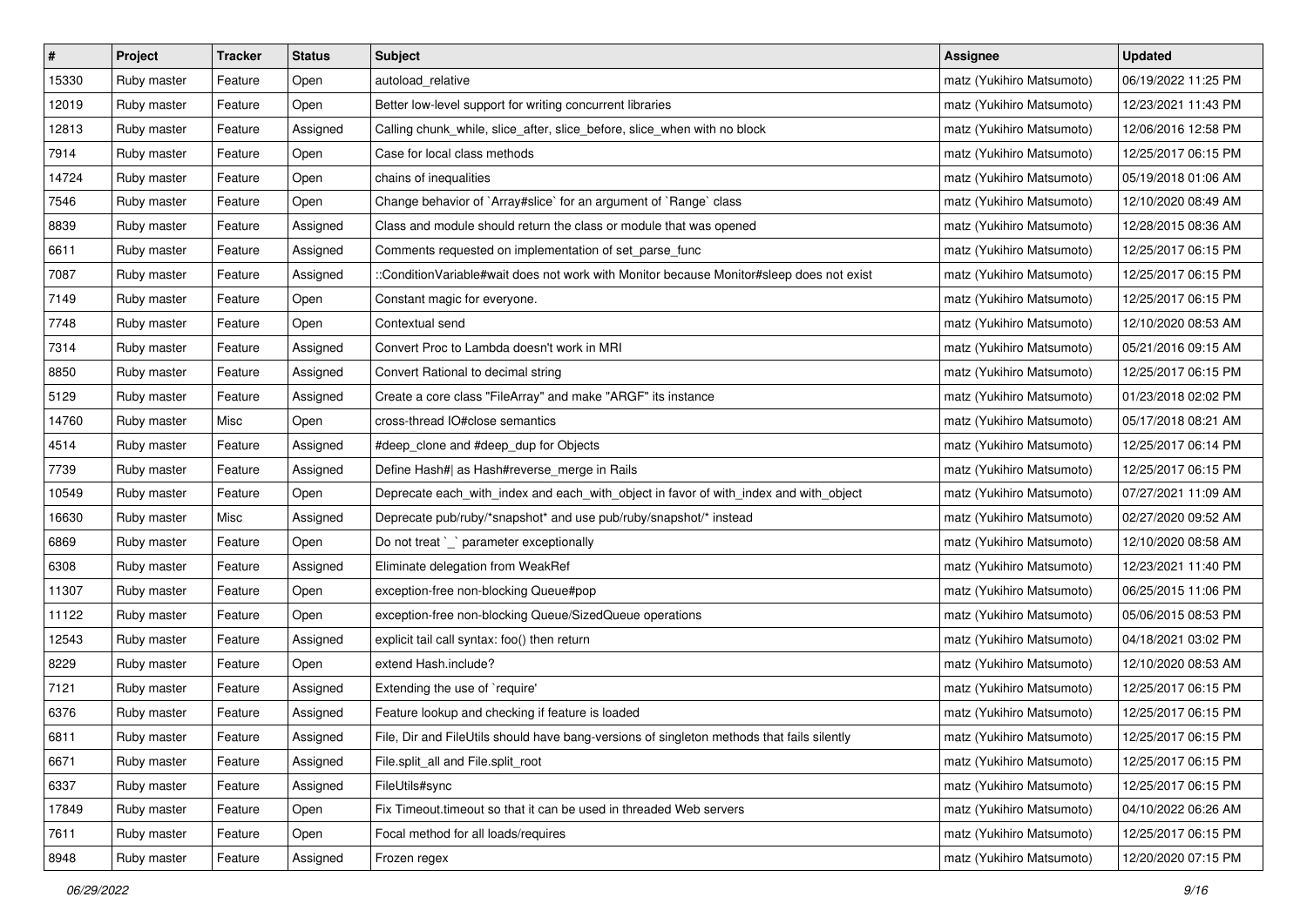| # | Project | Tracker | Status | Subject | Assignee | Updated |
| --- | --- | --- | --- | --- | --- | --- |
| 15330 | Ruby master | Feature | Open | autoload_relative | matz (Yukihiro Matsumoto) | 06/19/2022 11:25 PM |
| 12019 | Ruby master | Feature | Open | Better low-level support for writing concurrent libraries | matz (Yukihiro Matsumoto) | 12/23/2021 11:43 PM |
| 12813 | Ruby master | Feature | Assigned | Calling chunk_while, slice_after, slice_before, slice_when with no block | matz (Yukihiro Matsumoto) | 12/06/2016 12:58 PM |
| 7914 | Ruby master | Feature | Open | Case for local class methods | matz (Yukihiro Matsumoto) | 12/25/2017 06:15 PM |
| 14724 | Ruby master | Feature | Open | chains of inequalities | matz (Yukihiro Matsumoto) | 05/19/2018 01:06 AM |
| 7546 | Ruby master | Feature | Open | Change behavior of `Array#slice` for an argument of `Range` class | matz (Yukihiro Matsumoto) | 12/10/2020 08:49 AM |
| 8839 | Ruby master | Feature | Assigned | Class and module should return the class or module that was opened | matz (Yukihiro Matsumoto) | 12/28/2015 08:36 AM |
| 6611 | Ruby master | Feature | Assigned | Comments requested on implementation of set_parse_func | matz (Yukihiro Matsumoto) | 12/25/2017 06:15 PM |
| 7087 | Ruby master | Feature | Assigned | ::ConditionVariable#wait does not work with Monitor because Monitor#sleep does not exist | matz (Yukihiro Matsumoto) | 12/25/2017 06:15 PM |
| 7149 | Ruby master | Feature | Open | Constant magic for everyone. | matz (Yukihiro Matsumoto) | 12/25/2017 06:15 PM |
| 7748 | Ruby master | Feature | Open | Contextual send | matz (Yukihiro Matsumoto) | 12/10/2020 08:53 AM |
| 7314 | Ruby master | Feature | Assigned | Convert Proc to Lambda doesn't work in MRI | matz (Yukihiro Matsumoto) | 05/21/2016 09:15 AM |
| 8850 | Ruby master | Feature | Assigned | Convert Rational to decimal string | matz (Yukihiro Matsumoto) | 12/25/2017 06:15 PM |
| 5129 | Ruby master | Feature | Assigned | Create a core class "FileArray" and make "ARGF" its instance | matz (Yukihiro Matsumoto) | 01/23/2018 02:02 PM |
| 14760 | Ruby master | Misc | Open | cross-thread IO#close semantics | matz (Yukihiro Matsumoto) | 05/17/2018 08:21 AM |
| 4514 | Ruby master | Feature | Assigned | #deep_clone and #deep_dup for Objects | matz (Yukihiro Matsumoto) | 12/25/2017 06:14 PM |
| 7739 | Ruby master | Feature | Assigned | Define Hash#\| as Hash#reverse_merge in Rails | matz (Yukihiro Matsumoto) | 12/25/2017 06:15 PM |
| 10549 | Ruby master | Feature | Open | Deprecate each_with_index and each_with_object in favor of with_index and with_object | matz (Yukihiro Matsumoto) | 07/27/2021 11:09 AM |
| 16630 | Ruby master | Misc | Assigned | Deprecate pub/ruby/*snapshot* and use pub/ruby/snapshot/* instead | matz (Yukihiro Matsumoto) | 02/27/2020 09:52 AM |
| 6869 | Ruby master | Feature | Open | Do not treat `_` parameter exceptionally | matz (Yukihiro Matsumoto) | 12/10/2020 08:58 AM |
| 6308 | Ruby master | Feature | Assigned | Eliminate delegation from WeakRef | matz (Yukihiro Matsumoto) | 12/23/2021 11:40 PM |
| 11307 | Ruby master | Feature | Open | exception-free non-blocking Queue#pop | matz (Yukihiro Matsumoto) | 06/25/2015 11:06 PM |
| 11122 | Ruby master | Feature | Open | exception-free non-blocking Queue/SizedQueue operations | matz (Yukihiro Matsumoto) | 05/06/2015 08:53 PM |
| 12543 | Ruby master | Feature | Assigned | explicit tail call syntax: foo() then return | matz (Yukihiro Matsumoto) | 04/18/2021 03:02 PM |
| 8229 | Ruby master | Feature | Open | extend Hash.include? | matz (Yukihiro Matsumoto) | 12/10/2020 08:53 AM |
| 7121 | Ruby master | Feature | Assigned | Extending the use of `require' | matz (Yukihiro Matsumoto) | 12/25/2017 06:15 PM |
| 6376 | Ruby master | Feature | Assigned | Feature lookup and checking if feature is loaded | matz (Yukihiro Matsumoto) | 12/25/2017 06:15 PM |
| 6811 | Ruby master | Feature | Assigned | File, Dir and FileUtils should have bang-versions of singleton methods that fails silently | matz (Yukihiro Matsumoto) | 12/25/2017 06:15 PM |
| 6671 | Ruby master | Feature | Assigned | File.split_all and File.split_root | matz (Yukihiro Matsumoto) | 12/25/2017 06:15 PM |
| 6337 | Ruby master | Feature | Assigned | FileUtils#sync | matz (Yukihiro Matsumoto) | 12/25/2017 06:15 PM |
| 17849 | Ruby master | Feature | Open | Fix Timeout.timeout so that it can be used in threaded Web servers | matz (Yukihiro Matsumoto) | 04/10/2022 06:26 AM |
| 7611 | Ruby master | Feature | Open | Focal method for all loads/requires | matz (Yukihiro Matsumoto) | 12/25/2017 06:15 PM |
| 8948 | Ruby master | Feature | Assigned | Frozen regex | matz (Yukihiro Matsumoto) | 12/20/2020 07:15 PM |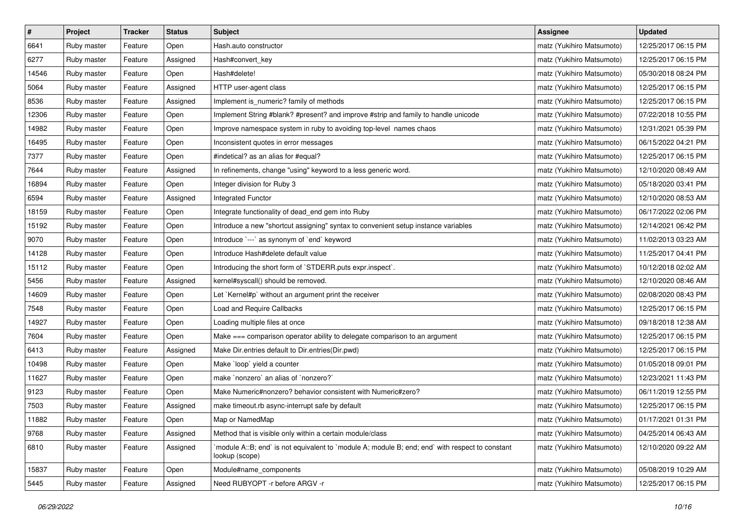| # | Project | Tracker | Status | Subject | Assignee | Updated |
|---|---|---|---|---|---|---|
| 6641 | Ruby master | Feature | Open | Hash.auto constructor | matz (Yukihiro Matsumoto) | 12/25/2017 06:15 PM |
| 6277 | Ruby master | Feature | Assigned | Hash#convert_key | matz (Yukihiro Matsumoto) | 12/25/2017 06:15 PM |
| 14546 | Ruby master | Feature | Open | Hash#delete! | matz (Yukihiro Matsumoto) | 05/30/2018 08:24 PM |
| 5064 | Ruby master | Feature | Assigned | HTTP user-agent class | matz (Yukihiro Matsumoto) | 12/25/2017 06:15 PM |
| 8536 | Ruby master | Feature | Assigned | Implement is_numeric? family of methods | matz (Yukihiro Matsumoto) | 12/25/2017 06:15 PM |
| 12306 | Ruby master | Feature | Open | Implement String #blank? #present? and improve #strip and family to handle unicode | matz (Yukihiro Matsumoto) | 07/22/2018 10:55 PM |
| 14982 | Ruby master | Feature | Open | Improve namespace system in ruby to avoiding top-level names chaos | matz (Yukihiro Matsumoto) | 12/31/2021 05:39 PM |
| 16495 | Ruby master | Feature | Open | Inconsistent quotes in error messages | matz (Yukihiro Matsumoto) | 06/15/2022 04:21 PM |
| 7377 | Ruby master | Feature | Open | #indetical? as an alias for #equal? | matz (Yukihiro Matsumoto) | 12/25/2017 06:15 PM |
| 7644 | Ruby master | Feature | Assigned | In refinements, change "using" keyword to a less generic word. | matz (Yukihiro Matsumoto) | 12/10/2020 08:49 AM |
| 16894 | Ruby master | Feature | Open | Integer division for Ruby 3 | matz (Yukihiro Matsumoto) | 05/18/2020 03:41 PM |
| 6594 | Ruby master | Feature | Assigned | Integrated Functor | matz (Yukihiro Matsumoto) | 12/10/2020 08:53 AM |
| 18159 | Ruby master | Feature | Open | Integrate functionality of dead_end gem into Ruby | matz (Yukihiro Matsumoto) | 06/17/2022 02:06 PM |
| 15192 | Ruby master | Feature | Open | Introduce a new "shortcut assigning" syntax to convenient setup instance variables | matz (Yukihiro Matsumoto) | 12/14/2021 06:42 PM |
| 9070 | Ruby master | Feature | Open | Introduce `---` as synonym of `end` keyword | matz (Yukihiro Matsumoto) | 11/02/2013 03:23 AM |
| 14128 | Ruby master | Feature | Open | Introduce Hash#delete default value | matz (Yukihiro Matsumoto) | 11/25/2017 04:41 PM |
| 15112 | Ruby master | Feature | Open | Introducing the short form of `STDERR.puts expr.inspect`. | matz (Yukihiro Matsumoto) | 10/12/2018 02:02 AM |
| 5456 | Ruby master | Feature | Assigned | kernel#syscall() should be removed. | matz (Yukihiro Matsumoto) | 12/10/2020 08:46 AM |
| 14609 | Ruby master | Feature | Open | Let `Kernel#p` without an argument print the receiver | matz (Yukihiro Matsumoto) | 02/08/2020 08:43 PM |
| 7548 | Ruby master | Feature | Open | Load and Require Callbacks | matz (Yukihiro Matsumoto) | 12/25/2017 06:15 PM |
| 14927 | Ruby master | Feature | Open | Loading multiple files at once | matz (Yukihiro Matsumoto) | 09/18/2018 12:38 AM |
| 7604 | Ruby master | Feature | Open | Make === comparison operator ability to delegate comparison to an argument | matz (Yukihiro Matsumoto) | 12/25/2017 06:15 PM |
| 6413 | Ruby master | Feature | Assigned | Make Dir.entries default to Dir.entries(Dir.pwd) | matz (Yukihiro Matsumoto) | 12/25/2017 06:15 PM |
| 10498 | Ruby master | Feature | Open | Make `loop` yield a counter | matz (Yukihiro Matsumoto) | 01/05/2018 09:01 PM |
| 11627 | Ruby master | Feature | Open | make `nonzero` an alias of `nonzero?` | matz (Yukihiro Matsumoto) | 12/23/2021 11:43 PM |
| 9123 | Ruby master | Feature | Open | Make Numeric#nonzero? behavior consistent with Numeric#zero? | matz (Yukihiro Matsumoto) | 06/11/2019 12:55 PM |
| 7503 | Ruby master | Feature | Assigned | make timeout.rb async-interrupt safe by default | matz (Yukihiro Matsumoto) | 12/25/2017 06:15 PM |
| 11882 | Ruby master | Feature | Open | Map or NamedMap | matz (Yukihiro Matsumoto) | 01/17/2021 01:31 PM |
| 9768 | Ruby master | Feature | Assigned | Method that is visible only within a certain module/class | matz (Yukihiro Matsumoto) | 04/25/2014 06:43 AM |
| 6810 | Ruby master | Feature | Assigned | `module A::B; end` is not equivalent to `module A; module B; end; end` with respect to constant lookup (scope) | matz (Yukihiro Matsumoto) | 12/10/2020 09:22 AM |
| 15837 | Ruby master | Feature | Open | Module#name_components | matz (Yukihiro Matsumoto) | 05/08/2019 10:29 AM |
| 5445 | Ruby master | Feature | Assigned | Need RUBYOPT -r before ARGV -r | matz (Yukihiro Matsumoto) | 12/25/2017 06:15 PM |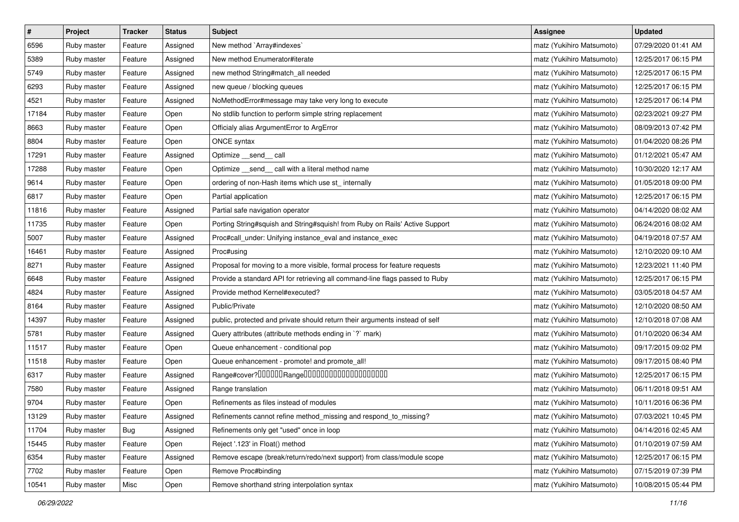| # | Project | Tracker | Status | Subject | Assignee | Updated |
| --- | --- | --- | --- | --- | --- | --- |
| 6596 | Ruby master | Feature | Assigned | New method `Array#indexes` | matz (Yukihiro Matsumoto) | 07/29/2020 01:41 AM |
| 5389 | Ruby master | Feature | Assigned | New method Enumerator#iterate | matz (Yukihiro Matsumoto) | 12/25/2017 06:15 PM |
| 5749 | Ruby master | Feature | Assigned | new method String#match_all needed | matz (Yukihiro Matsumoto) | 12/25/2017 06:15 PM |
| 6293 | Ruby master | Feature | Assigned | new queue / blocking queues | matz (Yukihiro Matsumoto) | 12/25/2017 06:15 PM |
| 4521 | Ruby master | Feature | Assigned | NoMethodError#message may take very long to execute | matz (Yukihiro Matsumoto) | 12/25/2017 06:14 PM |
| 17184 | Ruby master | Feature | Open | No stdlib function to perform simple string replacement | matz (Yukihiro Matsumoto) | 02/23/2021 09:27 PM |
| 8663 | Ruby master | Feature | Open | Officialy alias ArgumentError to ArgError | matz (Yukihiro Matsumoto) | 08/09/2013 07:42 PM |
| 8804 | Ruby master | Feature | Open | ONCE syntax | matz (Yukihiro Matsumoto) | 01/04/2020 08:26 PM |
| 17291 | Ruby master | Feature | Assigned | Optimize __send__ call | matz (Yukihiro Matsumoto) | 01/12/2021 05:47 AM |
| 17288 | Ruby master | Feature | Open | Optimize __send__ call with a literal method name | matz (Yukihiro Matsumoto) | 10/30/2020 12:17 AM |
| 9614 | Ruby master | Feature | Open | ordering of non-Hash items which use st_ internally | matz (Yukihiro Matsumoto) | 01/05/2018 09:00 PM |
| 6817 | Ruby master | Feature | Open | Partial application | matz (Yukihiro Matsumoto) | 12/25/2017 06:15 PM |
| 11816 | Ruby master | Feature | Assigned | Partial safe navigation operator | matz (Yukihiro Matsumoto) | 04/14/2020 08:02 AM |
| 11735 | Ruby master | Feature | Open | Porting String#squish and String#squish! from Ruby on Rails' Active Support | matz (Yukihiro Matsumoto) | 06/24/2016 08:02 AM |
| 5007 | Ruby master | Feature | Assigned | Proc#call_under: Unifying instance_eval and instance_exec | matz (Yukihiro Matsumoto) | 04/19/2018 07:57 AM |
| 16461 | Ruby master | Feature | Assigned | Proc#using | matz (Yukihiro Matsumoto) | 12/10/2020 09:10 AM |
| 8271 | Ruby master | Feature | Assigned | Proposal for moving to a more visible, formal process for feature requests | matz (Yukihiro Matsumoto) | 12/23/2021 11:40 PM |
| 6648 | Ruby master | Feature | Assigned | Provide a standard API for retrieving all command-line flags passed to Ruby | matz (Yukihiro Matsumoto) | 12/25/2017 06:15 PM |
| 4824 | Ruby master | Feature | Assigned | Provide method Kernel#executed? | matz (Yukihiro Matsumoto) | 03/05/2018 04:57 AM |
| 8164 | Ruby master | Feature | Assigned | Public/Private | matz (Yukihiro Matsumoto) | 12/10/2020 08:50 AM |
| 14397 | Ruby master | Feature | Assigned | public, protected and private should return their arguments instead of self | matz (Yukihiro Matsumoto) | 12/10/2018 07:08 AM |
| 5781 | Ruby master | Feature | Assigned | Query attributes (attribute methods ending in `?` mark) | matz (Yukihiro Matsumoto) | 01/10/2020 06:34 AM |
| 11517 | Ruby master | Feature | Open | Queue enhancement - conditional pop | matz (Yukihiro Matsumoto) | 09/17/2015 09:02 PM |
| 11518 | Ruby master | Feature | Open | Queue enhancement - promote! and promote_all! | matz (Yukihiro Matsumoto) | 09/17/2015 08:40 PM |
| 6317 | Ruby master | Feature | Assigned | Range#cover?□□□□□□Range□□□□□□□□□□□□□□□□□□□□ | matz (Yukihiro Matsumoto) | 12/25/2017 06:15 PM |
| 7580 | Ruby master | Feature | Assigned | Range translation | matz (Yukihiro Matsumoto) | 06/11/2018 09:51 AM |
| 9704 | Ruby master | Feature | Open | Refinements as files instead of modules | matz (Yukihiro Matsumoto) | 10/11/2016 06:36 PM |
| 13129 | Ruby master | Feature | Assigned | Refinements cannot refine method_missing and respond_to_missing? | matz (Yukihiro Matsumoto) | 07/03/2021 10:45 PM |
| 11704 | Ruby master | Bug | Assigned | Refinements only get "used" once in loop | matz (Yukihiro Matsumoto) | 04/14/2016 02:45 AM |
| 15445 | Ruby master | Feature | Open | Reject '.123' in Float() method | matz (Yukihiro Matsumoto) | 01/10/2019 07:59 AM |
| 6354 | Ruby master | Feature | Assigned | Remove escape (break/return/redo/next support) from class/module scope | matz (Yukihiro Matsumoto) | 12/25/2017 06:15 PM |
| 7702 | Ruby master | Feature | Open | Remove Proc#binding | matz (Yukihiro Matsumoto) | 07/15/2019 07:39 PM |
| 10541 | Ruby master | Misc | Open | Remove shorthand string interpolation syntax | matz (Yukihiro Matsumoto) | 10/08/2015 05:44 PM |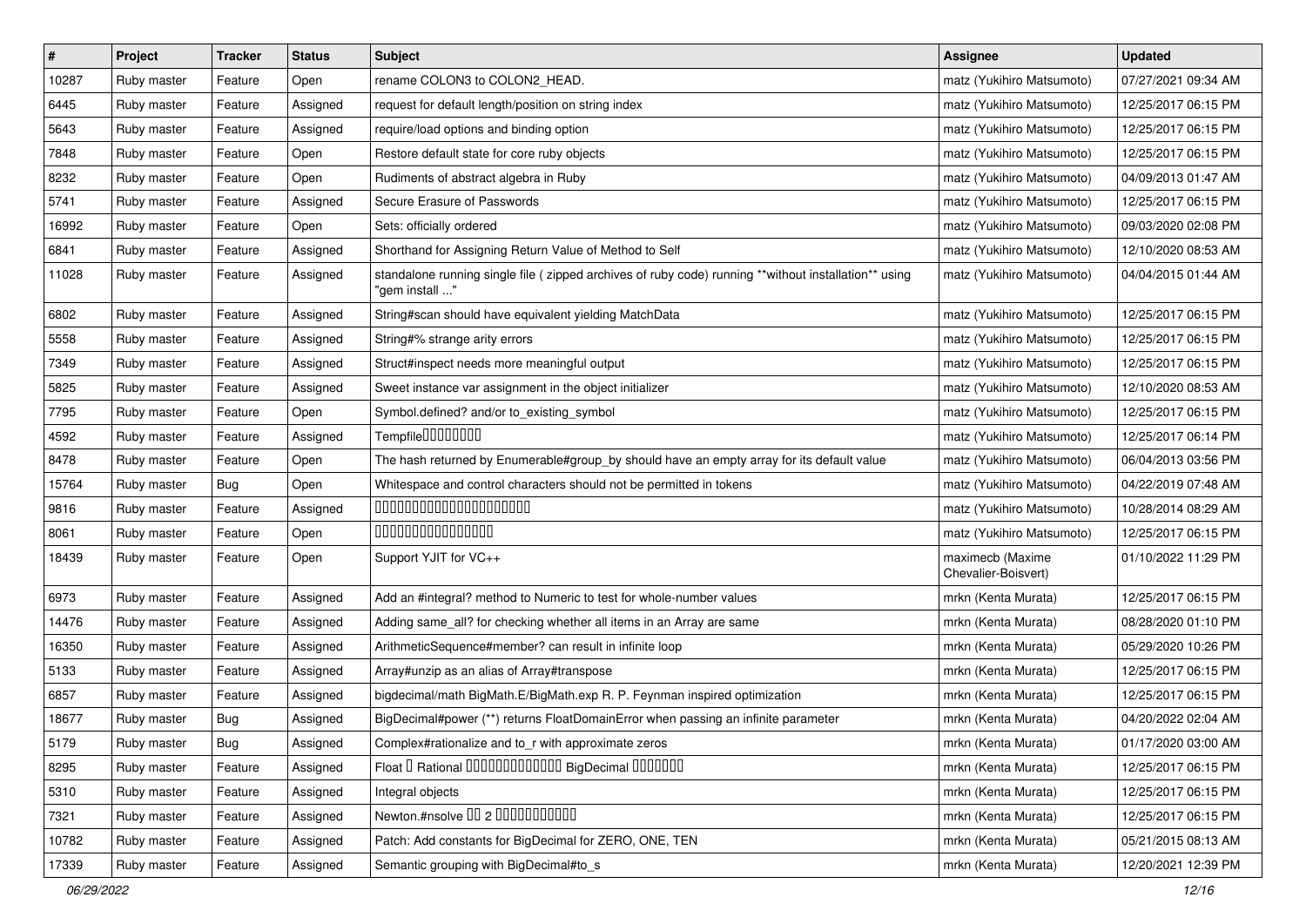| # | Project | Tracker | Status | Subject | Assignee | Updated |
|---|---|---|---|---|---|---|
| 10287 | Ruby master | Feature | Open | rename COLON3 to COLON2_HEAD. | matz (Yukihiro Matsumoto) | 07/27/2021 09:34 AM |
| 6445 | Ruby master | Feature | Assigned | request for default length/position on string index | matz (Yukihiro Matsumoto) | 12/25/2017 06:15 PM |
| 5643 | Ruby master | Feature | Assigned | require/load options and binding option | matz (Yukihiro Matsumoto) | 12/25/2017 06:15 PM |
| 7848 | Ruby master | Feature | Open | Restore default state for core ruby objects | matz (Yukihiro Matsumoto) | 12/25/2017 06:15 PM |
| 8232 | Ruby master | Feature | Open | Rudiments of abstract algebra in Ruby | matz (Yukihiro Matsumoto) | 04/09/2013 01:47 AM |
| 5741 | Ruby master | Feature | Assigned | Secure Erasure of Passwords | matz (Yukihiro Matsumoto) | 12/25/2017 06:15 PM |
| 16992 | Ruby master | Feature | Open | Sets: officially ordered | matz (Yukihiro Matsumoto) | 09/03/2020 02:08 PM |
| 6841 | Ruby master | Feature | Assigned | Shorthand for Assigning Return Value of Method to Self | matz (Yukihiro Matsumoto) | 12/10/2020 08:53 AM |
| 11028 | Ruby master | Feature | Assigned | standalone running single file ( zipped archives of ruby code) running **without installation** using "gem install ..." | matz (Yukihiro Matsumoto) | 04/04/2015 01:44 AM |
| 6802 | Ruby master | Feature | Assigned | String#scan should have equivalent yielding MatchData | matz (Yukihiro Matsumoto) | 12/25/2017 06:15 PM |
| 5558 | Ruby master | Feature | Assigned | String#% strange arity errors | matz (Yukihiro Matsumoto) | 12/25/2017 06:15 PM |
| 7349 | Ruby master | Feature | Assigned | Struct#inspect needs more meaningful output | matz (Yukihiro Matsumoto) | 12/25/2017 06:15 PM |
| 5825 | Ruby master | Feature | Assigned | Sweet instance var assignment in the object initializer | matz (Yukihiro Matsumoto) | 12/10/2020 08:53 AM |
| 7795 | Ruby master | Feature | Open | Symbol.defined? and/or to_existing_symbol | matz (Yukihiro Matsumoto) | 12/25/2017 06:15 PM |
| 4592 | Ruby master | Feature | Assigned | Tempfile□□□□□□□□ | matz (Yukihiro Matsumoto) | 12/25/2017 06:14 PM |
| 8478 | Ruby master | Feature | Open | The hash returned by Enumerable#group_by should have an empty array for its default value | matz (Yukihiro Matsumoto) | 06/04/2013 03:56 PM |
| 15764 | Ruby master | Bug | Open | Whitespace and control characters should not be permitted in tokens | matz (Yukihiro Matsumoto) | 04/22/2019 07:48 AM |
| 9816 | Ruby master | Feature | Assigned | □□□□□□□□□□□□□□□□□□□□□□ | matz (Yukihiro Matsumoto) | 10/28/2014 08:29 AM |
| 8061 | Ruby master | Feature | Open | □□□□□□□□□□□□□□□□ | matz (Yukihiro Matsumoto) | 12/25/2017 06:15 PM |
| 18439 | Ruby master | Feature | Open | Support YJIT for VC++ | maximecb (Maxime Chevalier-Boisvert) | 01/10/2022 11:29 PM |
| 6973 | Ruby master | Feature | Assigned | Add an #integral? method to Numeric to test for whole-number values | mrkn (Kenta Murata) | 12/25/2017 06:15 PM |
| 14476 | Ruby master | Feature | Assigned | Adding same_all? for checking whether all items in an Array are same | mrkn (Kenta Murata) | 08/28/2020 01:10 PM |
| 16350 | Ruby master | Feature | Assigned | ArithmeticSequence#member? can result in infinite loop | mrkn (Kenta Murata) | 05/29/2020 10:26 PM |
| 5133 | Ruby master | Feature | Assigned | Array#unzip as an alias of Array#transpose | mrkn (Kenta Murata) | 12/25/2017 06:15 PM |
| 6857 | Ruby master | Feature | Assigned | bigdecimal/math BigMath.E/BigMath.exp R. P. Feynman inspired optimization | mrkn (Kenta Murata) | 12/25/2017 06:15 PM |
| 18677 | Ruby master | Bug | Assigned | BigDecimal#power (**) returns FloatDomainError when passing an infinite parameter | mrkn (Kenta Murata) | 04/20/2022 02:04 AM |
| 5179 | Ruby master | Bug | Assigned | Complex#rationalize and to_r with approximate zeros | mrkn (Kenta Murata) | 01/17/2020 03:00 AM |
| 8295 | Ruby master | Feature | Assigned | Float □ Rational □□□□□□□□□□□□□ BigDecimal □□□□□□□ | mrkn (Kenta Murata) | 12/25/2017 06:15 PM |
| 5310 | Ruby master | Feature | Assigned | Integral objects | mrkn (Kenta Murata) | 12/25/2017 06:15 PM |
| 7321 | Ruby master | Feature | Assigned | Newton.#nsolve □□ 2 □□□□□□□□□□□ | mrkn (Kenta Murata) | 12/25/2017 06:15 PM |
| 10782 | Ruby master | Feature | Assigned | Patch: Add constants for BigDecimal for ZERO, ONE, TEN | mrkn (Kenta Murata) | 05/21/2015 08:13 AM |
| 17339 | Ruby master | Feature | Assigned | Semantic grouping with BigDecimal#to_s | mrkn (Kenta Murata) | 12/20/2021 12:39 PM |

*06/29/2022*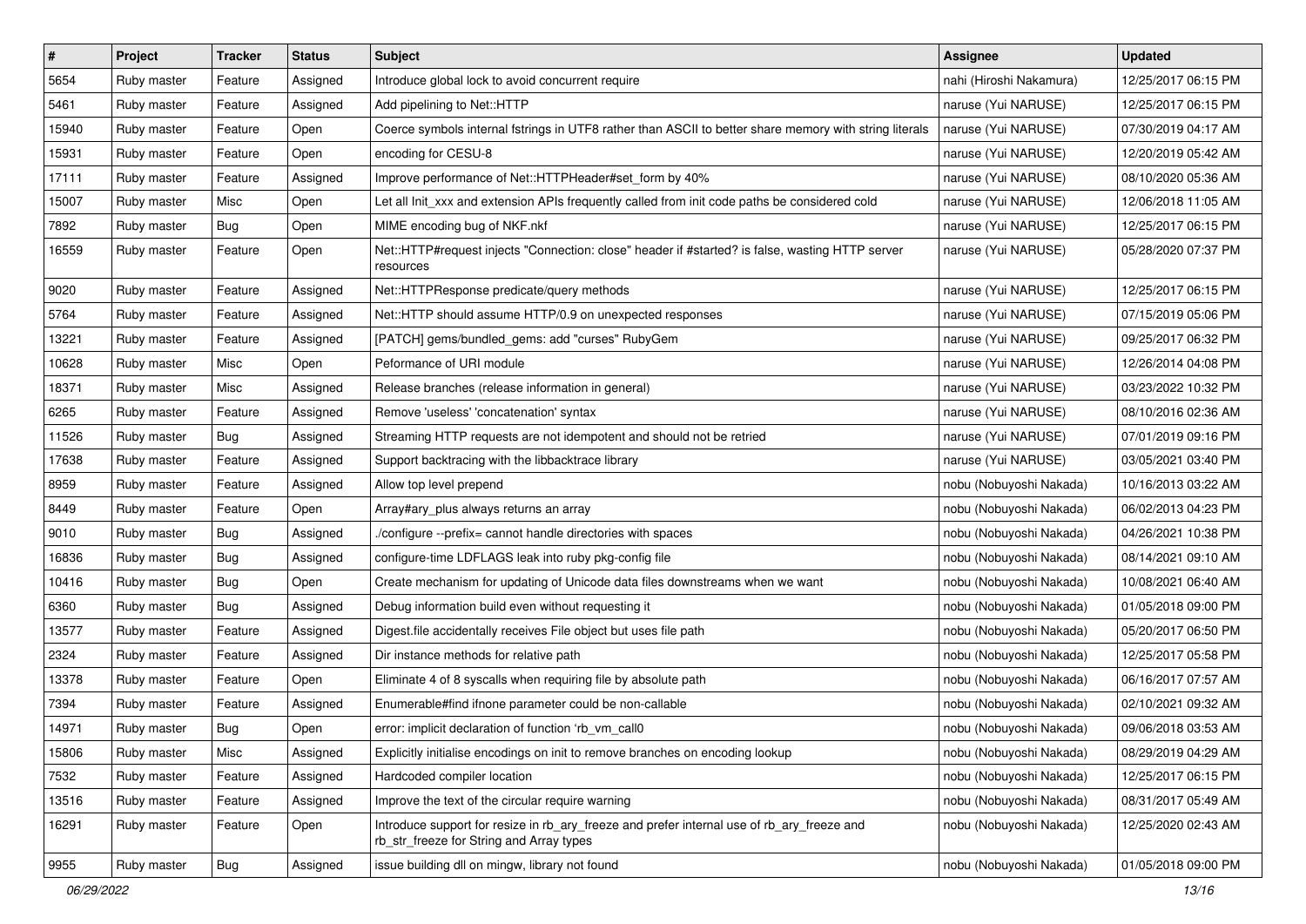| # | Project | Tracker | Status | Subject | Assignee | Updated |
|---|---|---|---|---|---|---|
| 5654 | Ruby master | Feature | Assigned | Introduce global lock to avoid concurrent require | nahi (Hiroshi Nakamura) | 12/25/2017 06:15 PM |
| 5461 | Ruby master | Feature | Assigned | Add pipelining to Net::HTTP | naruse (Yui NARUSE) | 12/25/2017 06:15 PM |
| 15940 | Ruby master | Feature | Open | Coerce symbols internal fstrings in UTF8 rather than ASCII to better share memory with string literals | naruse (Yui NARUSE) | 07/30/2019 04:17 AM |
| 15931 | Ruby master | Feature | Open | encoding for CESU-8 | naruse (Yui NARUSE) | 12/20/2019 05:42 AM |
| 17111 | Ruby master | Feature | Assigned | Improve performance of Net::HTTPHeader#set_form by 40% | naruse (Yui NARUSE) | 08/10/2020 05:36 AM |
| 15007 | Ruby master | Misc | Open | Let all Init_xxx and extension APIs frequently called from init code paths be considered cold | naruse (Yui NARUSE) | 12/06/2018 11:05 AM |
| 7892 | Ruby master | Bug | Open | MIME encoding bug of NKF.nkf | naruse (Yui NARUSE) | 12/25/2017 06:15 PM |
| 16559 | Ruby master | Feature | Open | Net::HTTP#request injects "Connection: close" header if #started? is false, wasting HTTP server resources | naruse (Yui NARUSE) | 05/28/2020 07:37 PM |
| 9020 | Ruby master | Feature | Assigned | Net::HTTPResponse predicate/query methods | naruse (Yui NARUSE) | 12/25/2017 06:15 PM |
| 5764 | Ruby master | Feature | Assigned | Net::HTTP should assume HTTP/0.9 on unexpected responses | naruse (Yui NARUSE) | 07/15/2019 05:06 PM |
| 13221 | Ruby master | Feature | Assigned | [PATCH] gems/bundled_gems: add "curses" RubyGem | naruse (Yui NARUSE) | 09/25/2017 06:32 PM |
| 10628 | Ruby master | Misc | Open | Peformance of URI module | naruse (Yui NARUSE) | 12/26/2014 04:08 PM |
| 18371 | Ruby master | Misc | Assigned | Release branches (release information in general) | naruse (Yui NARUSE) | 03/23/2022 10:32 PM |
| 6265 | Ruby master | Feature | Assigned | Remove 'useless' 'concatenation' syntax | naruse (Yui NARUSE) | 08/10/2016 02:36 AM |
| 11526 | Ruby master | Bug | Assigned | Streaming HTTP requests are not idempotent and should not be retried | naruse (Yui NARUSE) | 07/01/2019 09:16 PM |
| 17638 | Ruby master | Feature | Assigned | Support backtracing with the libbacktrace library | naruse (Yui NARUSE) | 03/05/2021 03:40 PM |
| 8959 | Ruby master | Feature | Assigned | Allow top level prepend | nobu (Nobuyoshi Nakada) | 10/16/2013 03:22 AM |
| 8449 | Ruby master | Feature | Open | Array#ary_plus always returns an array | nobu (Nobuyoshi Nakada) | 06/02/2013 04:23 PM |
| 9010 | Ruby master | Bug | Assigned | ./configure --prefix= cannot handle directories with spaces | nobu (Nobuyoshi Nakada) | 04/26/2021 10:38 PM |
| 16836 | Ruby master | Bug | Assigned | configure-time LDFLAGS leak into ruby pkg-config file | nobu (Nobuyoshi Nakada) | 08/14/2021 09:10 AM |
| 10416 | Ruby master | Bug | Open | Create mechanism for updating of Unicode data files downstreams when we want | nobu (Nobuyoshi Nakada) | 10/08/2021 06:40 AM |
| 6360 | Ruby master | Bug | Assigned | Debug information build even without requesting it | nobu (Nobuyoshi Nakada) | 01/05/2018 09:00 PM |
| 13577 | Ruby master | Feature | Assigned | Digest.file accidentally receives File object but uses file path | nobu (Nobuyoshi Nakada) | 05/20/2017 06:50 PM |
| 2324 | Ruby master | Feature | Assigned | Dir instance methods for relative path | nobu (Nobuyoshi Nakada) | 12/25/2017 05:58 PM |
| 13378 | Ruby master | Feature | Open | Eliminate 4 of 8 syscalls when requiring file by absolute path | nobu (Nobuyoshi Nakada) | 06/16/2017 07:57 AM |
| 7394 | Ruby master | Feature | Assigned | Enumerable#find ifnone parameter could be non-callable | nobu (Nobuyoshi Nakada) | 02/10/2021 09:32 AM |
| 14971 | Ruby master | Bug | Open | error: implicit declaration of function 'rb_vm_call0 | nobu (Nobuyoshi Nakada) | 09/06/2018 03:53 AM |
| 15806 | Ruby master | Misc | Assigned | Explicitly initialise encodings on init to remove branches on encoding lookup | nobu (Nobuyoshi Nakada) | 08/29/2019 04:29 AM |
| 7532 | Ruby master | Feature | Assigned | Hardcoded compiler location | nobu (Nobuyoshi Nakada) | 12/25/2017 06:15 PM |
| 13516 | Ruby master | Feature | Assigned | Improve the text of the circular require warning | nobu (Nobuyoshi Nakada) | 08/31/2017 05:49 AM |
| 16291 | Ruby master | Feature | Open | Introduce support for resize in rb_ary_freeze and prefer internal use of rb_ary_freeze and rb_str_freeze for String and Array types | nobu (Nobuyoshi Nakada) | 12/25/2020 02:43 AM |
| 9955 | Ruby master | Bug | Assigned | issue building dll on mingw, library not found | nobu (Nobuyoshi Nakada) | 01/05/2018 09:00 PM |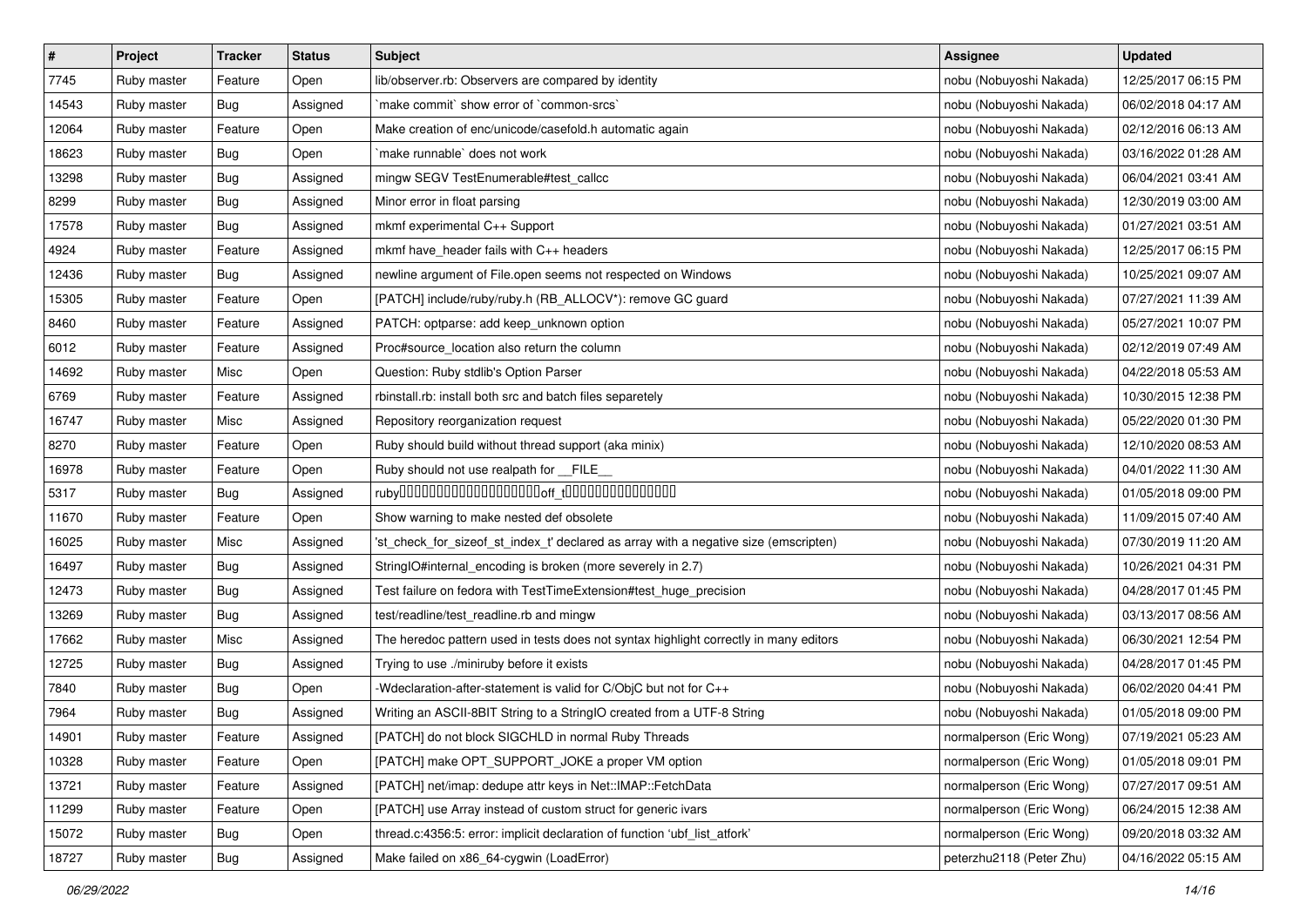| # | Project | Tracker | Status | Subject | Assignee | Updated |
|---|---|---|---|---|---|---|
| 7745 | Ruby master | Feature | Open | lib/observer.rb: Observers are compared by identity | nobu (Nobuyoshi Nakada) | 12/25/2017 06:15 PM |
| 14543 | Ruby master | Bug | Assigned | `make commit` show error of `common-srcs` | nobu (Nobuyoshi Nakada) | 06/02/2018 04:17 AM |
| 12064 | Ruby master | Feature | Open | Make creation of enc/unicode/casefold.h automatic again | nobu (Nobuyoshi Nakada) | 02/12/2016 06:13 AM |
| 18623 | Ruby master | Bug | Open | `make runnable` does not work | nobu (Nobuyoshi Nakada) | 03/16/2022 01:28 AM |
| 13298 | Ruby master | Bug | Assigned | mingw SEGV TestEnumerable#test_callcc | nobu (Nobuyoshi Nakada) | 06/04/2021 03:41 AM |
| 8299 | Ruby master | Bug | Assigned | Minor error in float parsing | nobu (Nobuyoshi Nakada) | 12/30/2019 03:00 AM |
| 17578 | Ruby master | Bug | Assigned | mkmf experimental C++ Support | nobu (Nobuyoshi Nakada) | 01/27/2021 03:51 AM |
| 4924 | Ruby master | Feature | Assigned | mkmf have_header fails with C++ headers | nobu (Nobuyoshi Nakada) | 12/25/2017 06:15 PM |
| 12436 | Ruby master | Bug | Assigned | newline argument of File.open seems not respected on Windows | nobu (Nobuyoshi Nakada) | 10/25/2021 09:07 AM |
| 15305 | Ruby master | Feature | Open | [PATCH] include/ruby/ruby.h (RB_ALLOCV*): remove GC guard | nobu (Nobuyoshi Nakada) | 07/27/2021 11:39 AM |
| 8460 | Ruby master | Feature | Assigned | PATCH: optparse: add keep_unknown option | nobu (Nobuyoshi Nakada) | 05/27/2021 10:07 PM |
| 6012 | Ruby master | Feature | Assigned | Proc#source_location also return the column | nobu (Nobuyoshi Nakada) | 02/12/2019 07:49 AM |
| 14692 | Ruby master | Misc | Open | Question: Ruby stdlib's Option Parser | nobu (Nobuyoshi Nakada) | 04/22/2018 05:53 AM |
| 6769 | Ruby master | Feature | Assigned | rbinstall.rb: install both src and batch files separetely | nobu (Nobuyoshi Nakada) | 10/30/2015 12:38 PM |
| 16747 | Ruby master | Misc | Assigned | Repository reorganization request | nobu (Nobuyoshi Nakada) | 05/22/2020 01:30 PM |
| 8270 | Ruby master | Feature | Open | Ruby should build without thread support (aka minix) | nobu (Nobuyoshi Nakada) | 12/10/2020 08:53 AM |
| 16978 | Ruby master | Feature | Open | Ruby should not use realpath for __FILE__ | nobu (Nobuyoshi Nakada) | 04/01/2022 11:30 AM |
| 5317 | Ruby master | Bug | Assigned | ruby�������������������off_t��������������� | nobu (Nobuyoshi Nakada) | 01/05/2018 09:00 PM |
| 11670 | Ruby master | Feature | Open | Show warning to make nested def obsolete | nobu (Nobuyoshi Nakada) | 11/09/2015 07:40 AM |
| 16025 | Ruby master | Misc | Assigned | 'st_check_for_sizeof_st_index_t' declared as array with a negative size (emscripten) | nobu (Nobuyoshi Nakada) | 07/30/2019 11:20 AM |
| 16497 | Ruby master | Bug | Assigned | StringIO#internal_encoding is broken (more severely in 2.7) | nobu (Nobuyoshi Nakada) | 10/26/2021 04:31 PM |
| 12473 | Ruby master | Bug | Assigned | Test failure on fedora with TestTimeExtension#test_huge_precision | nobu (Nobuyoshi Nakada) | 04/28/2017 01:45 PM |
| 13269 | Ruby master | Bug | Assigned | test/readline/test_readline.rb and mingw | nobu (Nobuyoshi Nakada) | 03/13/2017 08:56 AM |
| 17662 | Ruby master | Misc | Assigned | The heredoc pattern used in tests does not syntax highlight correctly in many editors | nobu (Nobuyoshi Nakada) | 06/30/2021 12:54 PM |
| 12725 | Ruby master | Bug | Assigned | Trying to use ./miniruby before it exists | nobu (Nobuyoshi Nakada) | 04/28/2017 01:45 PM |
| 7840 | Ruby master | Bug | Open | -Wdeclaration-after-statement is valid for C/ObjC but not for C++ | nobu (Nobuyoshi Nakada) | 06/02/2020 04:41 PM |
| 7964 | Ruby master | Bug | Assigned | Writing an ASCII-8BIT String to a StringIO created from a UTF-8 String | nobu (Nobuyoshi Nakada) | 01/05/2018 09:00 PM |
| 14901 | Ruby master | Feature | Assigned | [PATCH] do not block SIGCHLD in normal Ruby Threads | normalperson (Eric Wong) | 07/19/2021 05:23 AM |
| 10328 | Ruby master | Feature | Open | [PATCH] make OPT_SUPPORT_JOKE a proper VM option | normalperson (Eric Wong) | 01/05/2018 09:01 PM |
| 13721 | Ruby master | Feature | Assigned | [PATCH] net/imap: dedupe attr keys in Net::IMAP::FetchData | normalperson (Eric Wong) | 07/27/2017 09:51 AM |
| 11299 | Ruby master | Feature | Open | [PATCH] use Array instead of custom struct for generic ivars | normalperson (Eric Wong) | 06/24/2015 12:38 AM |
| 15072 | Ruby master | Bug | Open | thread.c:4356:5: error: implicit declaration of function 'ubf_list_atfork' | normalperson (Eric Wong) | 09/20/2018 03:32 AM |
| 18727 | Ruby master | Bug | Assigned | Make failed on x86_64-cygwin (LoadError) | peterzhu2118 (Peter Zhu) | 04/16/2022 05:15 AM |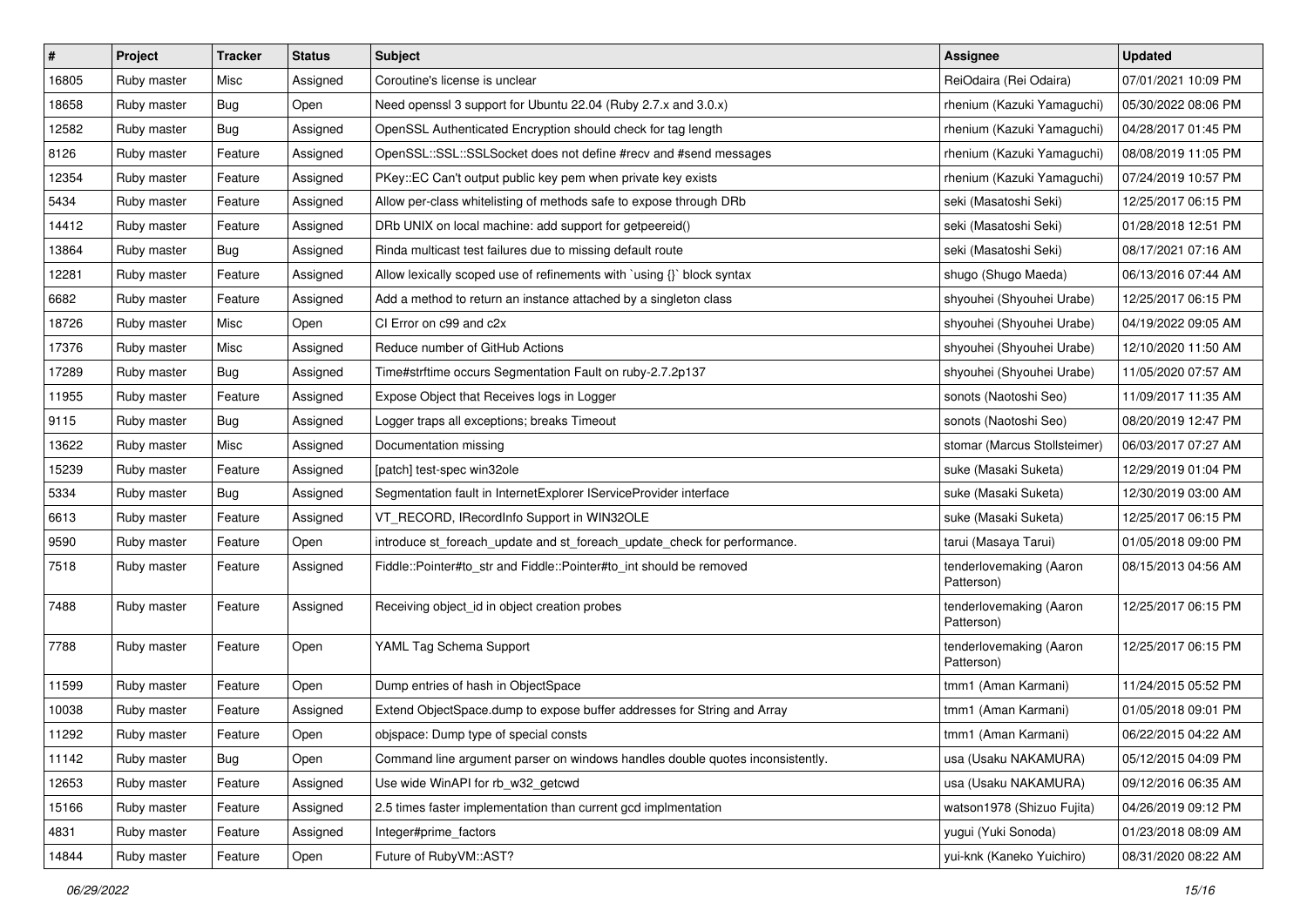| # | Project | Tracker | Status | Subject | Assignee | Updated |
|---|---|---|---|---|---|---|
| 16805 | Ruby master | Misc | Assigned | Coroutine's license is unclear | ReiOdaira (Rei Odaira) | 07/01/2021 10:09 PM |
| 18658 | Ruby master | Bug | Open | Need openssl 3 support for Ubuntu 22.04 (Ruby 2.7.x and 3.0.x) | rhenium (Kazuki Yamaguchi) | 05/30/2022 08:06 PM |
| 12582 | Ruby master | Bug | Assigned | OpenSSL Authenticated Encryption should check for tag length | rhenium (Kazuki Yamaguchi) | 04/28/2017 01:45 PM |
| 8126 | Ruby master | Feature | Assigned | OpenSSL::SSL::SSLSocket does not define #recv and #send messages | rhenium (Kazuki Yamaguchi) | 08/08/2019 11:05 PM |
| 12354 | Ruby master | Feature | Assigned | PKey::EC Can't output public key pem when private key exists | rhenium (Kazuki Yamaguchi) | 07/24/2019 10:57 PM |
| 5434 | Ruby master | Feature | Assigned | Allow per-class whitelisting of methods safe to expose through DRb | seki (Masatoshi Seki) | 12/25/2017 06:15 PM |
| 14412 | Ruby master | Feature | Assigned | DRb UNIX on local machine: add support for getpeereid() | seki (Masatoshi Seki) | 01/28/2018 12:51 PM |
| 13864 | Ruby master | Bug | Assigned | Rinda multicast test failures due to missing default route | seki (Masatoshi Seki) | 08/17/2021 07:16 AM |
| 12281 | Ruby master | Feature | Assigned | Allow lexically scoped use of refinements with `using {}` block syntax | shugo (Shugo Maeda) | 06/13/2016 07:44 AM |
| 6682 | Ruby master | Feature | Assigned | Add a method to return an instance attached by a singleton class | shyouhei (Shyouhei Urabe) | 12/25/2017 06:15 PM |
| 18726 | Ruby master | Misc | Open | CI Error on c99 and c2x | shyouhei (Shyouhei Urabe) | 04/19/2022 09:05 AM |
| 17376 | Ruby master | Misc | Assigned | Reduce number of GitHub Actions | shyouhei (Shyouhei Urabe) | 12/10/2020 11:50 AM |
| 17289 | Ruby master | Bug | Assigned | Time#strftime occurs Segmentation Fault on ruby-2.7.2p137 | shyouhei (Shyouhei Urabe) | 11/05/2020 07:57 AM |
| 11955 | Ruby master | Feature | Assigned | Expose Object that Receives logs in Logger | sonots (Naotoshi Seo) | 11/09/2017 11:35 AM |
| 9115 | Ruby master | Bug | Assigned | Logger traps all exceptions; breaks Timeout | sonots (Naotoshi Seo) | 08/20/2019 12:47 PM |
| 13622 | Ruby master | Misc | Assigned | Documentation missing | stomar (Marcus Stollsteimer) | 06/03/2017 07:27 AM |
| 15239 | Ruby master | Feature | Assigned | [patch] test-spec win32ole | suke (Masaki Suketa) | 12/29/2019 01:04 PM |
| 5334 | Ruby master | Bug | Assigned | Segmentation fault in InternetExplorer IServiceProvider interface | suke (Masaki Suketa) | 12/30/2019 03:00 AM |
| 6613 | Ruby master | Feature | Assigned | VT_RECORD, IRecordInfo Support in WIN32OLE | suke (Masaki Suketa) | 12/25/2017 06:15 PM |
| 9590 | Ruby master | Feature | Open | introduce st_foreach_update and st_foreach_update_check for performance. | tarui (Masaya Tarui) | 01/05/2018 09:00 PM |
| 7518 | Ruby master | Feature | Assigned | Fiddle::Pointer#to_str and Fiddle::Pointer#to_int should be removed | tenderlovemaking (Aaron Patterson) | 08/15/2013 04:56 AM |
| 7488 | Ruby master | Feature | Assigned | Receiving object_id in object creation probes | tenderlovemaking (Aaron Patterson) | 12/25/2017 06:15 PM |
| 7788 | Ruby master | Feature | Open | YAML Tag Schema Support | tenderlovemaking (Aaron Patterson) | 12/25/2017 06:15 PM |
| 11599 | Ruby master | Feature | Open | Dump entries of hash in ObjectSpace | tmm1 (Aman Karmani) | 11/24/2015 05:52 PM |
| 10038 | Ruby master | Feature | Assigned | Extend ObjectSpace.dump to expose buffer addresses for String and Array | tmm1 (Aman Karmani) | 01/05/2018 09:01 PM |
| 11292 | Ruby master | Feature | Open | objspace: Dump type of special consts | tmm1 (Aman Karmani) | 06/22/2015 04:22 AM |
| 11142 | Ruby master | Bug | Open | Command line argument parser on windows handles double quotes inconsistently. | usa (Usaku NAKAMURA) | 05/12/2015 04:09 PM |
| 12653 | Ruby master | Feature | Assigned | Use wide WinAPI for rb_w32_getcwd | usa (Usaku NAKAMURA) | 09/12/2016 06:35 AM |
| 15166 | Ruby master | Feature | Assigned | 2.5 times faster implementation than current gcd implmentation | watson1978 (Shizuo Fujita) | 04/26/2019 09:12 PM |
| 4831 | Ruby master | Feature | Assigned | Integer#prime_factors | yugui (Yuki Sonoda) | 01/23/2018 08:09 AM |
| 14844 | Ruby master | Feature | Open | Future of RubyVM::AST? | yui-knk (Kaneko Yuichiro) | 08/31/2020 08:22 AM |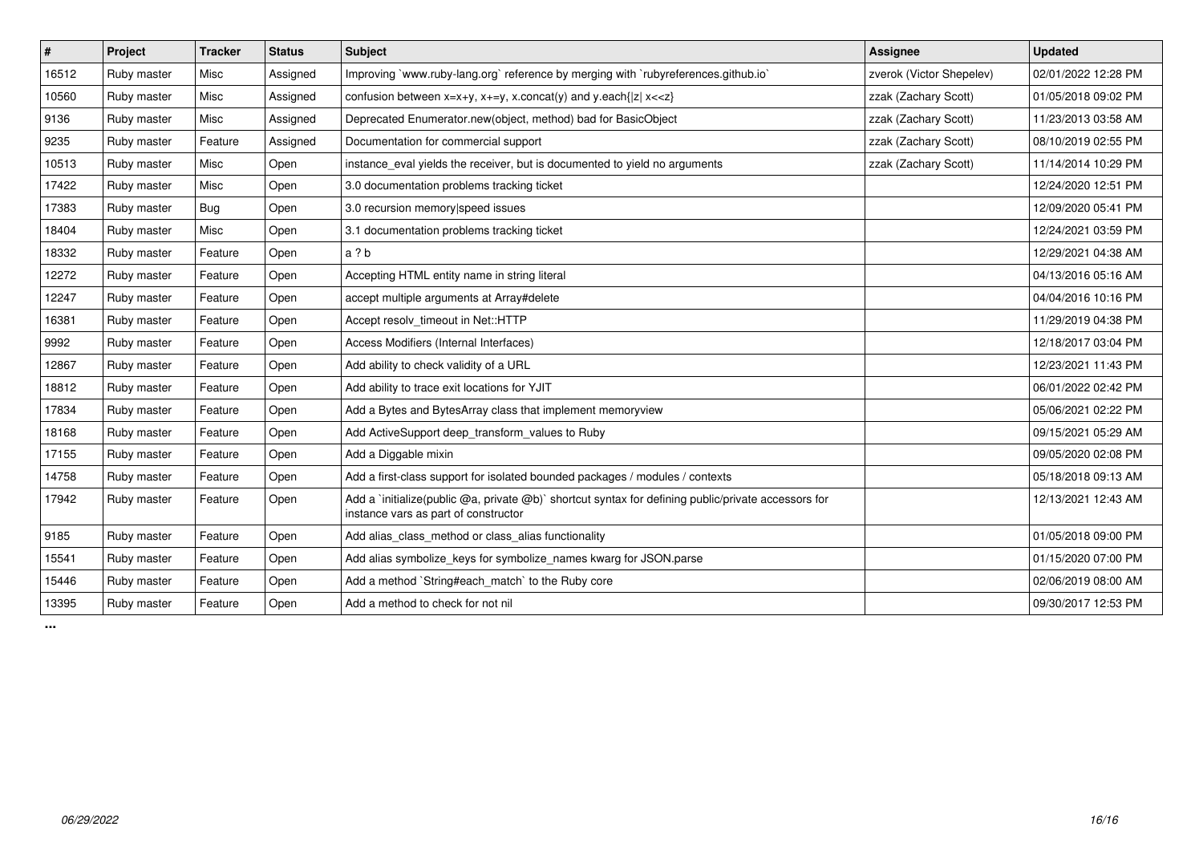| # | Project | Tracker | Status | Subject | Assignee | Updated |
|---|---|---|---|---|---|---|
| 16512 | Ruby master | Misc | Assigned | Improving `www.ruby-lang.org` reference by merging with `rubyreferences.github.io` | zverok (Victor Shepelev) | 02/01/2022 12:28 PM |
| 10560 | Ruby master | Misc | Assigned | confusion between x=x+y, x+=y, x.concat(y) and y.each{\|z\| x<<z} | zzak (Zachary Scott) | 01/05/2018 09:02 PM |
| 9136 | Ruby master | Misc | Assigned | Deprecated Enumerator.new(object, method) bad for BasicObject | zzak (Zachary Scott) | 11/23/2013 03:58 AM |
| 9235 | Ruby master | Feature | Assigned | Documentation for commercial support | zzak (Zachary Scott) | 08/10/2019 02:55 PM |
| 10513 | Ruby master | Misc | Open | instance_eval yields the receiver, but is documented to yield no arguments | zzak (Zachary Scott) | 11/14/2014 10:29 PM |
| 17422 | Ruby master | Misc | Open | 3.0 documentation problems tracking ticket | | 12/24/2020 12:51 PM |
| 17383 | Ruby master | Bug | Open | 3.0 recursion memory\|speed issues | | 12/09/2020 05:41 PM |
| 18404 | Ruby master | Misc | Open | 3.1 documentation problems tracking ticket | | 12/24/2021 03:59 PM |
| 18332 | Ruby master | Feature | Open | a ? b | | 12/29/2021 04:38 AM |
| 12272 | Ruby master | Feature | Open | Accepting HTML entity name in string literal | | 04/13/2016 05:16 AM |
| 12247 | Ruby master | Feature | Open | accept multiple arguments at Array#delete | | 04/04/2016 10:16 PM |
| 16381 | Ruby master | Feature | Open | Accept resolv_timeout in Net::HTTP | | 11/29/2019 04:38 PM |
| 9992 | Ruby master | Feature | Open | Access Modifiers (Internal Interfaces) | | 12/18/2017 03:04 PM |
| 12867 | Ruby master | Feature | Open | Add ability to check validity of a URL | | 12/23/2021 11:43 PM |
| 18812 | Ruby master | Feature | Open | Add ability to trace exit locations for YJIT | | 06/01/2022 02:42 PM |
| 17834 | Ruby master | Feature | Open | Add a Bytes and BytesArray class that implement memoryview | | 05/06/2021 02:22 PM |
| 18168 | Ruby master | Feature | Open | Add ActiveSupport deep_transform_values to Ruby | | 09/15/2021 05:29 AM |
| 17155 | Ruby master | Feature | Open | Add a Diggable mixin | | 09/05/2020 02:08 PM |
| 14758 | Ruby master | Feature | Open | Add a first-class support for isolated bounded packages / modules / contexts | | 05/18/2018 09:13 AM |
| 17942 | Ruby master | Feature | Open | Add a `initialize(public @a, private @b)` shortcut syntax for defining public/private accessors for instance vars as part of constructor | | 12/13/2021 12:43 AM |
| 9185 | Ruby master | Feature | Open | Add alias_class_method or class_alias functionality | | 01/05/2018 09:00 PM |
| 15541 | Ruby master | Feature | Open | Add alias symbolize_keys for symbolize_names kwarg for JSON.parse | | 01/15/2020 07:00 PM |
| 15446 | Ruby master | Feature | Open | Add a method `String#each_match` to the Ruby core | | 02/06/2019 08:00 AM |
| 13395 | Ruby master | Feature | Open | Add a method to check for not nil | | 09/30/2017 12:53 PM |

...